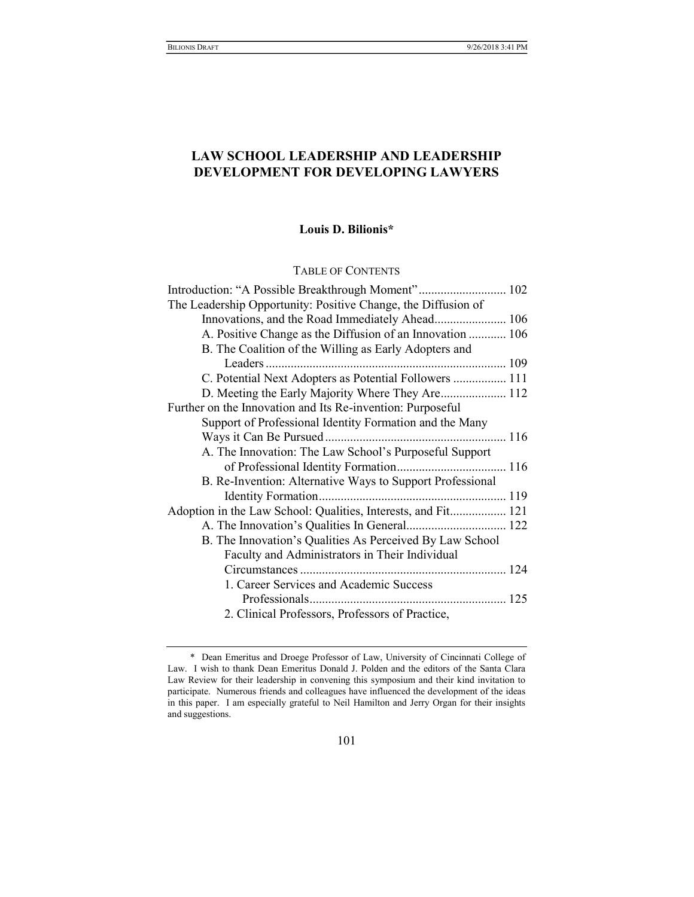# LAW SCHOOL LEADERSHIP AND LEADERSHIP DEVELOPMENT FOR DEVELOPING LAWYERS

**Louis D. Bilionis***

TABLE OF CONTENTS

Introduction: "A Possible Breakthrough Moment" ............................ 102
The Leadership Opportunity: Positive Change, the Diffusion of Innovations, and the Road Immediately Ahead ....................... 106
  A. Positive Change as the Diffusion of an Innovation ............ 106
  B. The Coalition of the Willing as Early Adopters and Leaders ............................................................................ 109
  C. Potential Next Adopters as Potential Followers ................. 111
  D. Meeting the Early Majority Where They Are ..................... 112
Further on the Innovation and Its Re-invention: Purposeful Support of Professional Identity Formation and the Many Ways it Can Be Pursued .......................................................... 116
  A. The Innovation: The Law School's Purposeful Support of Professional Identity Formation ................................... 116
  B. Re-Invention: Alternative Ways to Support Professional Identity Formation ........................................................... 119
Adoption in the Law School: Qualities, Interests, and Fit .................. 121
  A. The Innovation's Qualities In General ................................ 122
  B. The Innovation's Qualities As Perceived By Law School Faculty and Administrators in Their Individual Circumstances ................................................................. 124
    1. Career Services and Academic Success Professionals .............................................................. 125
    2. Clinical Professors, Professors of Practice,

\* Dean Emeritus and Droege Professor of Law, University of Cincinnati College of Law. I wish to thank Dean Emeritus Donald J. Polden and the editors of the Santa Clara Law Review for their leadership in convening this symposium and their kind invitation to participate. Numerous friends and colleagues have influenced the development of the ideas in this paper. I am especially grateful to Neil Hamilton and Jerry Organ for their insights and suggestions.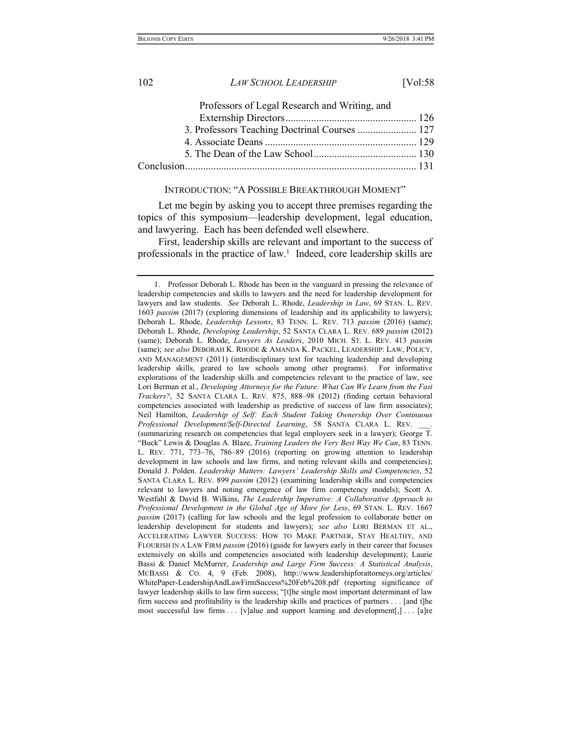Professors of Legal Research and Writing, and Externship Directors .......... 126
3. Professors Teaching Doctrinal Courses .......... 127
4. Associate Deans .......... 129
5. The Dean of the Law School .......... 130
Conclusion .......... 131

## INTRODUCTION: "A POSSIBLE BREAKTHROUGH MOMENT"

Let me begin by asking you to accept three premises regarding the topics of this symposium—leadership development, legal education, and lawyering. Each has been defended well elsewhere.

First, leadership skills are relevant and important to the success of professionals in the practice of law.[1] Indeed, core leadership skills are

---

1. Professor Deborah L. Rhode has been in the vanguard in pressing the relevance of leadership competencies and skills to lawyers and the need for leadership development for lawyers and law students. *See* Deborah L. Rhode, *Leadership in Law*, 69 STAN. L. REV. 1603 *passim* (2017) (exploring dimensions of leadership and its applicability to lawyers); Deborah L. Rhode, *Leadership Lessons*, 83 TENN. L. REV. 713 *passim* (2016) (same); Deborah L. Rhode, *Developing Leadership*, 52 SANTA CLARA L. REV. 689 *passim* (2012) (same); Deborah L. Rhode, *Lawyers As Leaders*, 2010 MICH. ST. L. REV. 413 *passim* (same); *see also* DEBORAH K. RHODE & AMANDA K. PACKEL, LEADERSHIP: LAW, POLICY, AND MANAGEMENT (2011) (interdisciplinary text for teaching leadership and developing leadership skills, geared to law schools among other programs). For informative explorations of the leadership skills and competencies relevant to the practice of law, see Lori Berman et al., *Developing Attorneys for the Future: What Can We Learn from the Fast Trackers?*, 52 SANTA CLARA L. REV. 875, 888–98 (2012) (finding certain behavioral competencies associated with leadership as predictive of success of law firm associates); Neil Hamilton, *Leadership of Self: Each Student Taking Ownership Over Continuous Professional Development/Self-Directed Learning*, 58 SANTA CLARA L. REV. ___. (summarizing research on competencies that legal employers seek in a lawyer); George T. "Buck" Lewis & Douglas A. Blaze, *Training Leaders the Very Best Way We Can*, 83 TENN. L. REV. 771, 773–76, 786–89 (2016) (reporting on growing attention to leadership development in law schools and law firms, and noting relevant skills and competencies); Donald J. Polden. *Leadership Matters: Lawyers' Leadership Skills and Competencies*, 52 SANTA CLARA L. REV. 899 *passim* (2012) (examining leadership skills and competencies relevant to lawyers and noting emergence of law firm competency models); Scott A. Westfahl & David B. Wilkins, *The Leadership Imperative: A Collaborative Approach to Professional Development in the Global Age of More for Less*, 69 STAN. L. REV. 1667 *passim* (2017) (calling for law schools and the legal profession to collaborate better on leadership development for students and lawyers); *see also* LORI BERMAN ET AL., ACCELERATING LAWYER SUCCESS: HOW TO MAKE PARTNER, STAY HEALTHY, AND FLOURISH IN A LAW FIRM *passim* (2016) (guide for lawyers early in their career that focuses extensively on skills and competencies associated with leadership development); Laurie Bassi & Daniel McMurrer, *Leadership and Large Firm Success: A Statistical Analysis*, MCBASSI & CO. 4, 9 (Feb. 2008), http://www.leadershipforattorneys.org/articles/WhitePaper-LeadershipAndLawFirmSuccess%20Feb%208.pdf (reporting significance of lawyer leadership skills to law firm success; "[t]he single most important determinant of law firm success and profitability is the leadership skills and practices of partners . . . [and t]he most successful law firms . . . [v]alue and support learning and development[,] . . . [a]re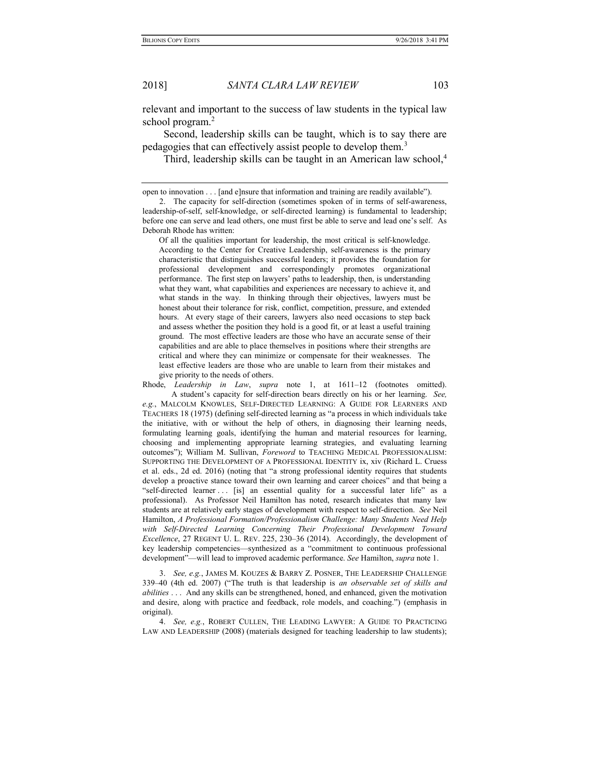relevant and important to the success of law students in the typical law school program.[2]

Second, leadership skills can be taught, which is to say there are pedagogies that can effectively assist people to develop them.[3]

Third, leadership skills can be taught in an American law school,[4]

---

open to innovation . . . [and e]nsure that information and training are readily available").

2. The capacity for self-direction (sometimes spoken of in terms of self-awareness, leadership-of-self, self-knowledge, or self-directed learning) is fundamental to leadership; before one can serve and lead others, one must first be able to serve and lead one's self. As Deborah Rhode has written:

> Of all the qualities important for leadership, the most critical is self-knowledge. According to the Center for Creative Leadership, self-awareness is the primary characteristic that distinguishes successful leaders; it provides the foundation for professional development and correspondingly promotes organizational performance. The first step on lawyers' paths to leadership, then, is understanding what they want, what capabilities and experiences are necessary to achieve it, and what stands in the way. In thinking through their objectives, lawyers must be honest about their tolerance for risk, conflict, competition, pressure, and extended hours. At every stage of their careers, lawyers also need occasions to step back and assess whether the position they hold is a good fit, or at least a useful training ground. The most effective leaders are those who have an accurate sense of their capabilities and are able to place themselves in positions where their strengths are critical and where they can minimize or compensate for their weaknesses. The least effective leaders are those who are unable to learn from their mistakes and give priority to the needs of others.

Rhode, *Leadership in Law*, *supra* note 1, at 1611–12 (footnotes omitted).

A student's capacity for self-direction bears directly on his or her learning. *See, e.g.*, MALCOLM KNOWLES, SELF-DIRECTED LEARNING: A GUIDE FOR LEARNERS AND TEACHERS 18 (1975) (defining self-directed learning as "a process in which individuals take the initiative, with or without the help of others, in diagnosing their learning needs, formulating learning goals, identifying the human and material resources for learning, choosing and implementing appropriate learning strategies, and evaluating learning outcomes"); William M. Sullivan, *Foreword* to TEACHING MEDICAL PROFESSIONALISM: SUPPORTING THE DEVELOPMENT OF A PROFESSIONAL IDENTITY ix, xiv (Richard L. Cruess et al. eds., 2d ed. 2016) (noting that "a strong professional identity requires that students develop a proactive stance toward their own learning and career choices" and that being a "self-directed learner . . . [is] an essential quality for a successful later life" as a professional). As Professor Neil Hamilton has noted, research indicates that many law students are at relatively early stages of development with respect to self-direction. *See* Neil Hamilton, *A Professional Formation/Professionalism Challenge: Many Students Need Help with Self-Directed Learning Concerning Their Professional Development Toward Excellence*, 27 REGENT U. L. REV. 225, 230–36 (2014). Accordingly, the development of key leadership competencies—synthesized as a "commitment to continuous professional development"—will lead to improved academic performance. *See* Hamilton, *supra* note 1.

3. *See, e.g.*, JAMES M. KOUZES & BARRY Z. POSNER, THE LEADERSHIP CHALLENGE 339–40 (4th ed. 2007) ("The truth is that leadership is *an observable set of skills and abilities* . . . And any skills can be strengthened, honed, and enhanced, given the motivation and desire, along with practice and feedback, role models, and coaching.") (emphasis in original).

4. *See, e.g.*, ROBERT CULLEN, THE LEADING LAWYER: A GUIDE TO PRACTICING LAW AND LEADERSHIP (2008) (materials designed for teaching leadership to law students);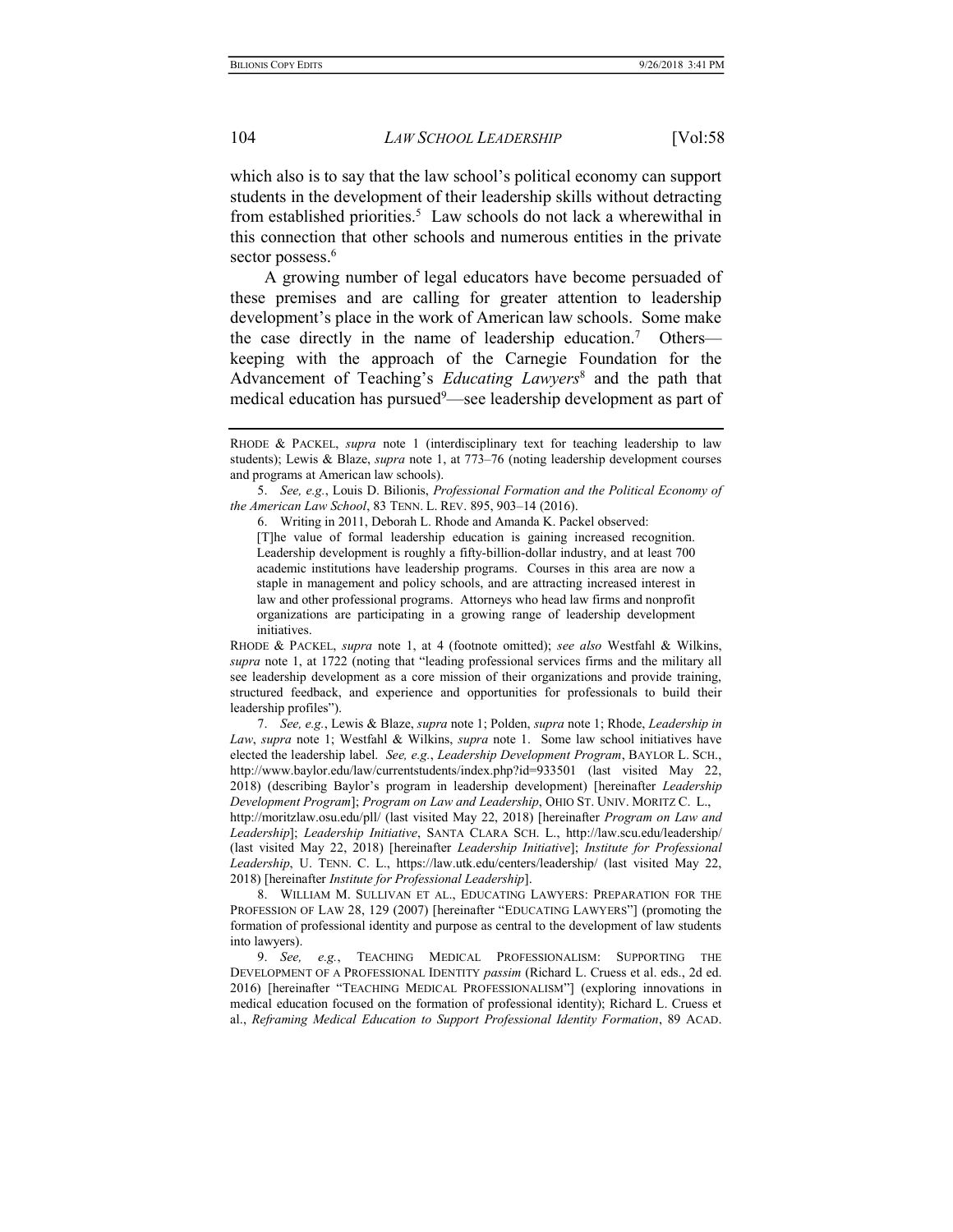which also is to say that the law school's political economy can support students in the development of their leadership skills without detracting from established priorities.[5] Law schools do not lack a wherewithal in this connection that other schools and numerous entities in the private sector possess.[6]

A growing number of legal educators have become persuaded of these premises and are calling for greater attention to leadership development's place in the work of American law schools. Some make the case directly in the name of leadership education.[7] Others—keeping with the approach of the Carnegie Foundation for the Advancement of Teaching's *Educating Lawyers*[8] and the path that medical education has pursued[9]—see leadership development as part of

---

RHODE & PACKEL, *supra* note 1 (interdisciplinary text for teaching leadership to law students); Lewis & Blaze, *supra* note 1, at 773–76 (noting leadership development courses and programs at American law schools).

5. *See, e.g.*, Louis D. Bilionis, *Professional Formation and the Political Economy of the American Law School*, 83 TENN. L. REV. 895, 903–14 (2016).

6. Writing in 2011, Deborah L. Rhode and Amanda K. Packel observed:

> [T]he value of formal leadership education is gaining increased recognition. Leadership development is roughly a fifty-billion-dollar industry, and at least 700 academic institutions have leadership programs. Courses in this area are now a staple in management and policy schools, and are attracting increased interest in law and other professional programs. Attorneys who head law firms and nonprofit organizations are participating in a growing range of leadership development initiatives.

RHODE & PACKEL, *supra* note 1, at 4 (footnote omitted); *see also* Westfahl & Wilkins, *supra* note 1, at 1722 (noting that "leading professional services firms and the military all see leadership development as a core mission of their organizations and provide training, structured feedback, and experience and opportunities for professionals to build their leadership profiles").

7. *See, e.g.*, Lewis & Blaze, *supra* note 1; Polden, *supra* note 1; Rhode, *Leadership in Law*, *supra* note 1; Westfahl & Wilkins, *supra* note 1. Some law school initiatives have elected the leadership label. *See, e.g.*, *Leadership Development Program*, BAYLOR L. SCH., http://www.baylor.edu/law/currentstudents/index.php?id=933501 (last visited May 22, 2018) (describing Baylor's program in leadership development) [hereinafter *Leadership Development Program*]; *Program on Law and Leadership*, OHIO ST. UNIV. MORITZ C. L., http://moritzlaw.osu.edu/pll/ (last visited May 22, 2018) [hereinafter *Program on Law and Leadership*]; *Leadership Initiative*, SANTA CLARA SCH. L., http://law.scu.edu/leadership/ (last visited May 22, 2018) [hereinafter *Leadership Initiative*]; *Institute for Professional Leadership*, U. TENN. C. L., https://law.utk.edu/centers/leadership/ (last visited May 22, 2018) [hereinafter *Institute for Professional Leadership*].

8. WILLIAM M. SULLIVAN ET AL., EDUCATING LAWYERS: PREPARATION FOR THE PROFESSION OF LAW 28, 129 (2007) [hereinafter "EDUCATING LAWYERS"] (promoting the formation of professional identity and purpose as central to the development of law students into lawyers).

9. *See, e.g.*, TEACHING MEDICAL PROFESSIONALISM: SUPPORTING THE DEVELOPMENT OF A PROFESSIONAL IDENTITY *passim* (Richard L. Cruess et al. eds., 2d ed. 2016) [hereinafter "TEACHING MEDICAL PROFESSIONALISM"] (exploring innovations in medical education focused on the formation of professional identity); Richard L. Cruess et al., *Reframing Medical Education to Support Professional Identity Formation*, 89 ACAD.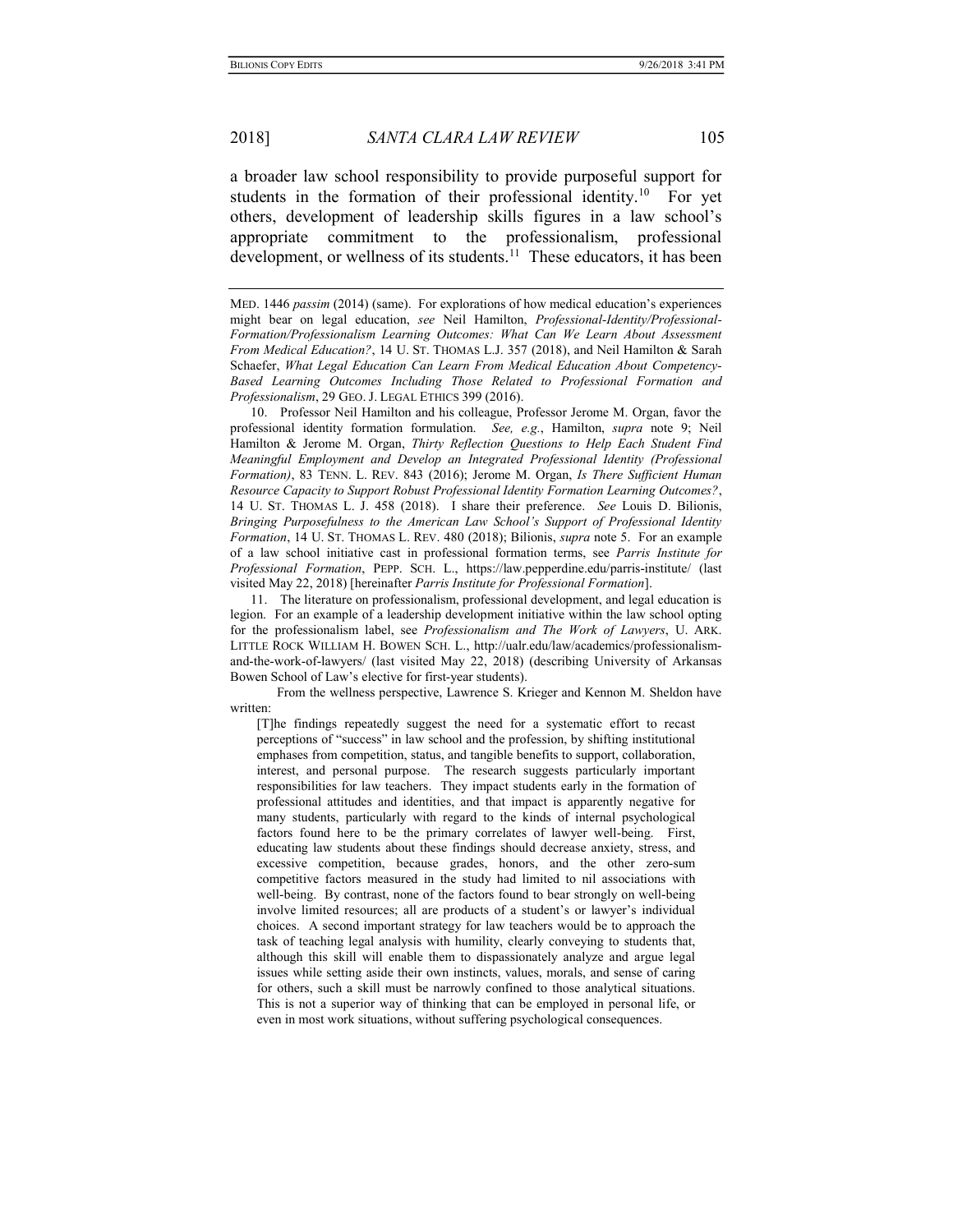a broader law school responsibility to provide purposeful support for students in the formation of their professional identity.[10] For yet others, development of leadership skills figures in a law school's appropriate commitment to the professionalism, professional development, or wellness of its students.[11] These educators, it has been

---

MED. 1446 *passim* (2014) (same). For explorations of how medical education's experiences might bear on legal education, *see* Neil Hamilton, *Professional-Identity/Professional-Formation/Professionalism Learning Outcomes: What Can We Learn About Assessment From Medical Education?*, 14 U. ST. THOMAS L.J. 357 (2018), and Neil Hamilton & Sarah Schaefer, *What Legal Education Can Learn From Medical Education About Competency-Based Learning Outcomes Including Those Related to Professional Formation and Professionalism*, 29 GEO. J. LEGAL ETHICS 399 (2016).

10. Professor Neil Hamilton and his colleague, Professor Jerome M. Organ, favor the professional identity formation formulation. *See, e.g.*, Hamilton, *supra* note 9; Neil Hamilton & Jerome M. Organ, *Thirty Reflection Questions to Help Each Student Find Meaningful Employment and Develop an Integrated Professional Identity (Professional Formation)*, 83 TENN. L. REV. 843 (2016); Jerome M. Organ, *Is There Sufficient Human Resource Capacity to Support Robust Professional Identity Formation Learning Outcomes?*, 14 U. ST. THOMAS L. J. 458 (2018). I share their preference. *See* Louis D. Bilionis, *Bringing Purposefulness to the American Law School's Support of Professional Identity Formation*, 14 U. ST. THOMAS L. REV. 480 (2018); Bilionis, *supra* note 5. For an example of a law school initiative cast in professional formation terms, see *Parris Institute for Professional Formation*, PEPP. SCH. L., https://law.pepperdine.edu/parris-institute/ (last visited May 22, 2018) [hereinafter *Parris Institute for Professional Formation*].

11. The literature on professionalism, professional development, and legal education is legion. For an example of a leadership development initiative within the law school opting for the professionalism label, see *Professionalism and The Work of Lawyers*, U. ARK. LITTLE ROCK WILLIAM H. BOWEN SCH. L., http://ualr.edu/law/academics/professionalism-and-the-work-of-lawyers/ (last visited May 22, 2018) (describing University of Arkansas Bowen School of Law's elective for first-year students).

From the wellness perspective, Lawrence S. Krieger and Kennon M. Sheldon have written:

> [T]he findings repeatedly suggest the need for a systematic effort to recast perceptions of "success" in law school and the profession, by shifting institutional emphases from competition, status, and tangible benefits to support, collaboration, interest, and personal purpose. The research suggests particularly important responsibilities for law teachers. They impact students early in the formation of professional attitudes and identities, and that impact is apparently negative for many students, particularly with regard to the kinds of internal psychological factors found here to be the primary correlates of lawyer well-being. First, educating law students about these findings should decrease anxiety, stress, and excessive competition, because grades, honors, and the other zero-sum competitive factors measured in the study had limited to nil associations with well-being. By contrast, none of the factors found to bear strongly on well-being involve limited resources; all are products of a student's or lawyer's individual choices. A second important strategy for law teachers would be to approach the task of teaching legal analysis with humility, clearly conveying to students that, although this skill will enable them to dispassionately analyze and argue legal issues while setting aside their own instincts, values, morals, and sense of caring for others, such a skill must be narrowly confined to those analytical situations. This is not a superior way of thinking that can be employed in personal life, or even in most work situations, without suffering psychological consequences.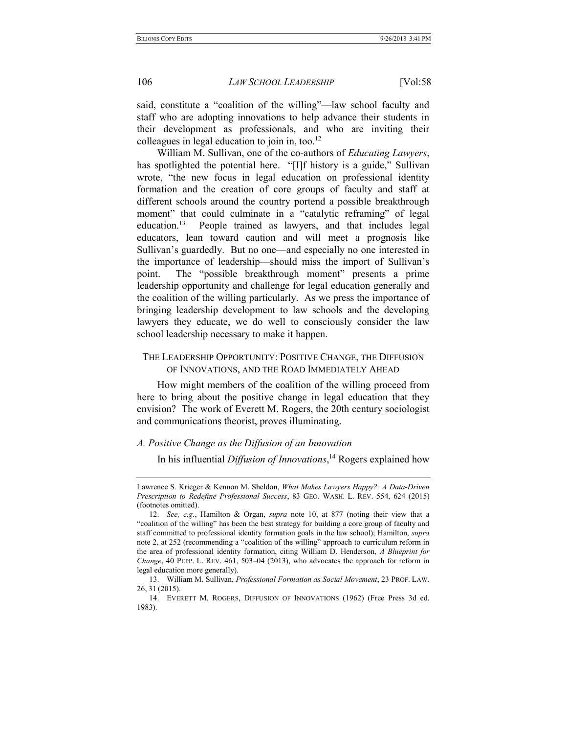said, constitute a "coalition of the willing"—law school faculty and staff who are adopting innovations to help advance their students in their development as professionals, and who are inviting their colleagues in legal education to join in, too.[12]

William M. Sullivan, one of the co-authors of *Educating Lawyers*, has spotlighted the potential here. "[I]f history is a guide," Sullivan wrote, "the new focus in legal education on professional identity formation and the creation of core groups of faculty and staff at different schools around the country portend a possible breakthrough moment" that could culminate in a "catalytic reframing" of legal education.[13] People trained as lawyers, and that includes legal educators, lean toward caution and will meet a prognosis like Sullivan's guardedly. But no one—and especially no one interested in the importance of leadership—should miss the import of Sullivan's point. The "possible breakthrough moment" presents a prime leadership opportunity and challenge for legal education generally and the coalition of the willing particularly. As we press the importance of bringing leadership development to law schools and the developing lawyers they educate, we do well to consciously consider the law school leadership necessary to make it happen.

## THE LEADERSHIP OPPORTUNITY: POSITIVE CHANGE, THE DIFFUSION OF INNOVATIONS, AND THE ROAD IMMEDIATELY AHEAD

How might members of the coalition of the willing proceed from here to bring about the positive change in legal education that they envision? The work of Everett M. Rogers, the 20th century sociologist and communications theorist, proves illuminating.

### *A. Positive Change as the Diffusion of an Innovation*

In his influential *Diffusion of Innovations*,[14] Rogers explained how

---

Lawrence S. Krieger & Kennon M. Sheldon, *What Makes Lawyers Happy?: A Data-Driven Prescription to Redefine Professional Success*, 83 GEO. WASH. L. REV. 554, 624 (2015) (footnotes omitted).

12. *See, e.g.*, Hamilton & Organ, *supra* note 10, at 877 (noting their view that a "coalition of the willing" has been the best strategy for building a core group of faculty and staff committed to professional identity formation goals in the law school); Hamilton, *supra* note 2, at 252 (recommending a "coalition of the willing" approach to curriculum reform in the area of professional identity formation, citing William D. Henderson, *A Blueprint for Change*, 40 PEPP. L. REV. 461, 503–04 (2013), who advocates the approach for reform in legal education more generally).

13. William M. Sullivan, *Professional Formation as Social Movement*, 23 PROF. LAW. 26, 31 (2015).

14. EVERETT M. ROGERS, DIFFUSION OF INNOVATIONS (1962) (Free Press 3d ed. 1983).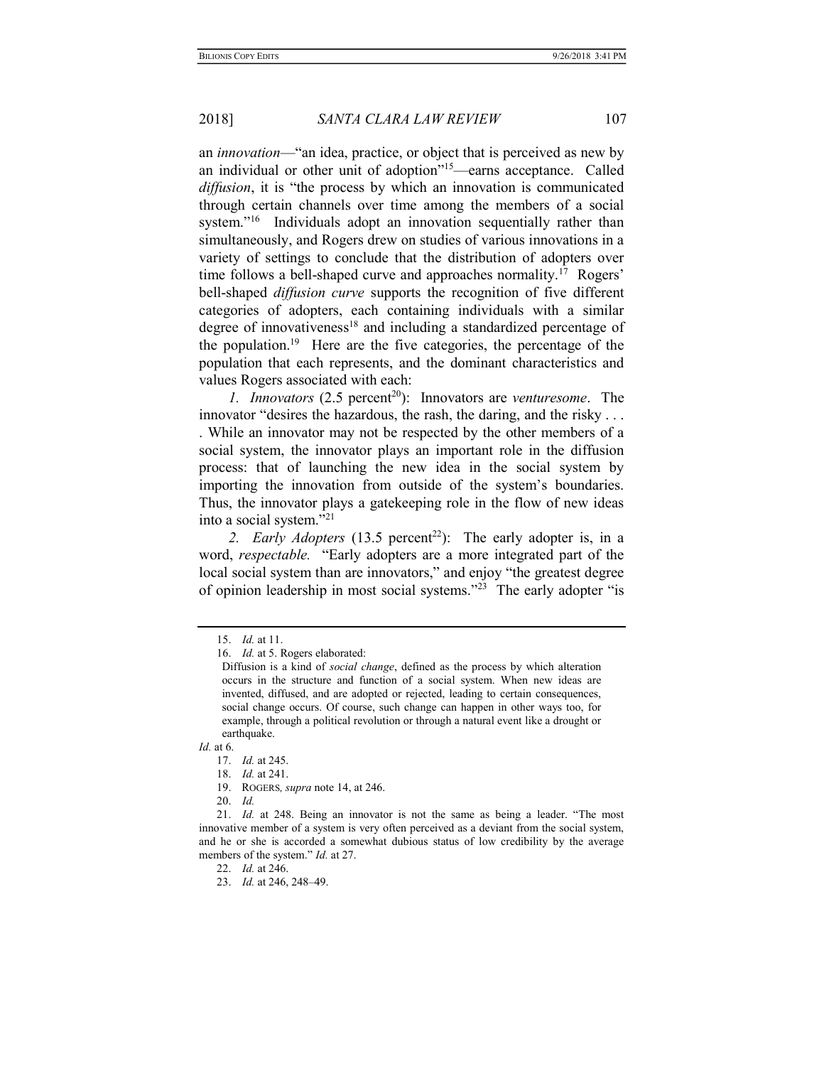an *innovation*—"an idea, practice, or object that is perceived as new by an individual or other unit of adoption"[15]—earns acceptance. Called *diffusion*, it is "the process by which an innovation is communicated through certain channels over time among the members of a social system."[16] Individuals adopt an innovation sequentially rather than simultaneously, and Rogers drew on studies of various innovations in a variety of settings to conclude that the distribution of adopters over time follows a bell-shaped curve and approaches normality.[17] Rogers' bell-shaped *diffusion curve* supports the recognition of five different categories of adopters, each containing individuals with a similar degree of innovativeness[18] and including a standardized percentage of the population.[19] Here are the five categories, the percentage of the population that each represents, and the dominant characteristics and values Rogers associated with each:

*1. Innovators* (2.5 percent[20]): Innovators are *venturesome*. The innovator "desires the hazardous, the rash, the daring, and the risky . . . . While an innovator may not be respected by the other members of a social system, the innovator plays an important role in the diffusion process: that of launching the new idea in the social system by importing the innovation from outside of the system's boundaries. Thus, the innovator plays a gatekeeping role in the flow of new ideas into a social system."[21]

*2. Early Adopters* (13.5 percent[22]): The early adopter is, in a word, *respectable.* "Early adopters are a more integrated part of the local social system than are innovators," and enjoy "the greatest degree of opinion leadership in most social systems."[23] The early adopter "is

---

15. *Id.* at 11.

16. *Id.* at 5. Rogers elaborated:

> Diffusion is a kind of *social change*, defined as the process by which alteration occurs in the structure and function of a social system. When new ideas are invented, diffused, and are adopted or rejected, leading to certain consequences, social change occurs. Of course, such change can happen in other ways too, for example, through a political revolution or through a natural event like a drought or earthquake.

*Id.* at 6.

17. *Id.* at 245.

18. *Id.* at 241.

19. ROGERS*, supra* note 14, at 246.

20. *Id.*

21. *Id.* at 248. Being an innovator is not the same as being a leader. "The most innovative member of a system is very often perceived as a deviant from the social system, and he or she is accorded a somewhat dubious status of low credibility by the average members of the system." *Id.* at 27.

22. *Id.* at 246.

23. *Id.* at 246, 248–49.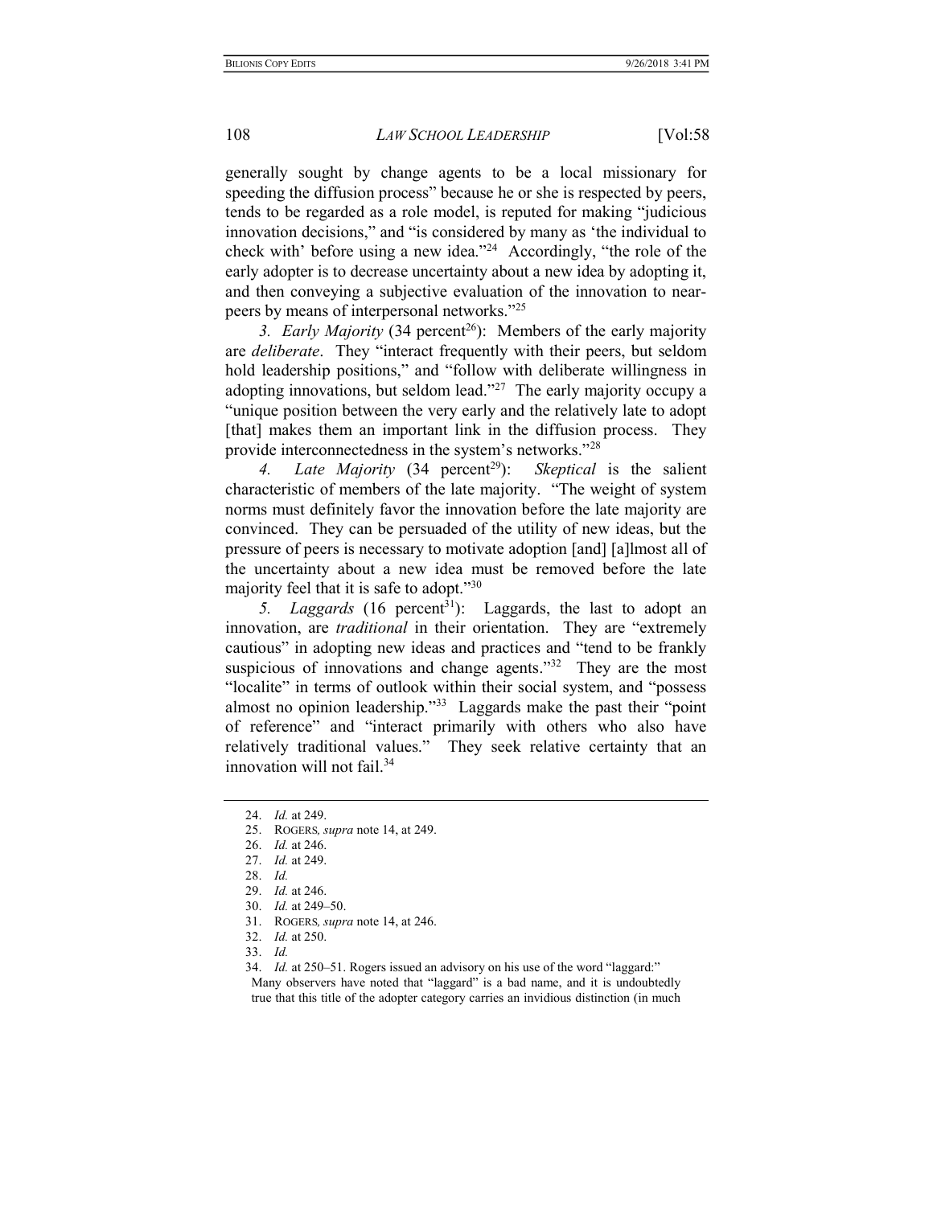generally sought by change agents to be a local missionary for speeding the diffusion process" because he or she is respected by peers, tends to be regarded as a role model, is reputed for making "judicious innovation decisions," and "is considered by many as 'the individual to check with' before using a new idea."[24] Accordingly, "the role of the early adopter is to decrease uncertainty about a new idea by adopting it, and then conveying a subjective evaluation of the innovation to near-peers by means of interpersonal networks."[25]

*3. Early Majority* (34 percent[26]): Members of the early majority are *deliberate*. They "interact frequently with their peers, but seldom hold leadership positions," and "follow with deliberate willingness in adopting innovations, but seldom lead."[27] The early majority occupy a "unique position between the very early and the relatively late to adopt [that] makes them an important link in the diffusion process. They provide interconnectedness in the system's networks."[28]

*4. Late Majority* (34 percent[29]): *Skeptical* is the salient characteristic of members of the late majority. "The weight of system norms must definitely favor the innovation before the late majority are convinced. They can be persuaded of the utility of new ideas, but the pressure of peers is necessary to motivate adoption [and] [a]lmost all of the uncertainty about a new idea must be removed before the late majority feel that it is safe to adopt."[30]

*5. Laggards* (16 percent[31]): Laggards, the last to adopt an innovation, are *traditional* in their orientation. They are "extremely cautious" in adopting new ideas and practices and "tend to be frankly suspicious of innovations and change agents."[32] They are the most "localite" in terms of outlook within their social system, and "possess almost no opinion leadership."[33] Laggards make the past their "point of reference" and "interact primarily with others who also have relatively traditional values." They seek relative certainty that an innovation will not fail.[34]

---

24. *Id.* at 249.
25. ROGERS, *supra* note 14, at 249.
26. *Id.* at 246.
27. *Id.* at 249.
28. *Id.*
29. *Id.* at 246.
30. *Id.* at 249–50.
31. ROGERS, *supra* note 14, at 246.
32. *Id.* at 250.
33. *Id.*
34. *Id.* at 250–51. Rogers issued an advisory on his use of the word "laggard:"

> Many observers have noted that "laggard" is a bad name, and it is undoubtedly true that this title of the adopter category carries an invidious distinction (in much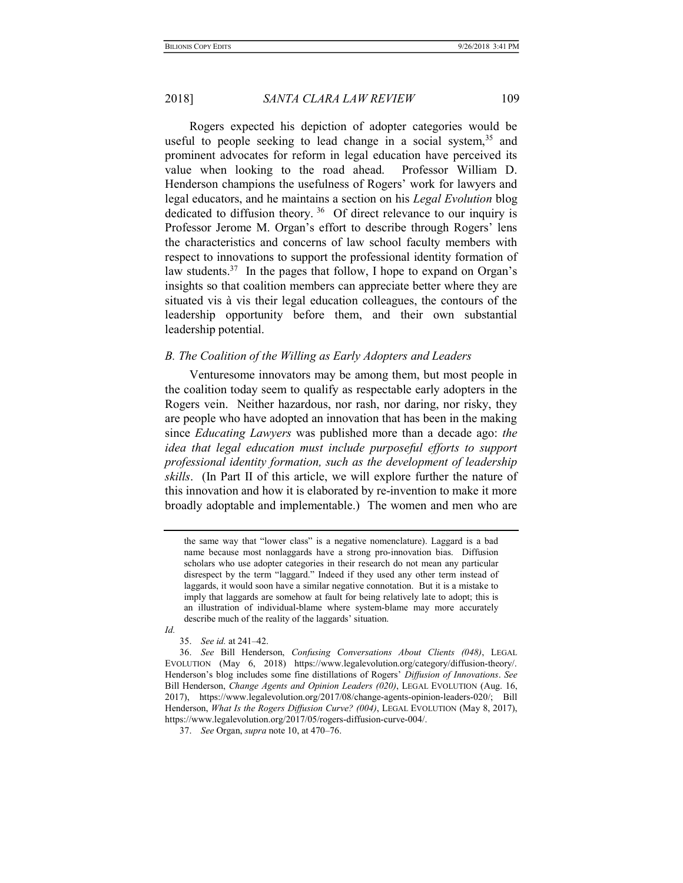Rogers expected his depiction of adopter categories would be useful to people seeking to lead change in a social system,[35] and prominent advocates for reform in legal education have perceived its value when looking to the road ahead. Professor William D. Henderson champions the usefulness of Rogers' work for lawyers and legal educators, and he maintains a section on his *Legal Evolution* blog dedicated to diffusion theory.[36] Of direct relevance to our inquiry is Professor Jerome M. Organ's effort to describe through Rogers' lens the characteristics and concerns of law school faculty members with respect to innovations to support the professional identity formation of law students.[37] In the pages that follow, I hope to expand on Organ's insights so that coalition members can appreciate better where they are situated vis à vis their legal education colleagues, the contours of the leadership opportunity before them, and their own substantial leadership potential.

### *B. The Coalition of the Willing as Early Adopters and Leaders*

Venturesome innovators may be among them, but most people in the coalition today seem to qualify as respectable early adopters in the Rogers vein. Neither hazardous, nor rash, nor daring, nor risky, they are people who have adopted an innovation that has been in the making since *Educating Lawyers* was published more than a decade ago: *the idea that legal education must include purposeful efforts to support professional identity formation, such as the development of leadership skills*. (In Part II of this article, we will explore further the nature of this innovation and how it is elaborated by re-invention to make it more broadly adoptable and implementable.) The women and men who are

---

the same way that "lower class" is a negative nomenclature). Laggard is a bad name because most nonlaggards have a strong pro-innovation bias. Diffusion scholars who use adopter categories in their research do not mean any particular disrespect by the term "laggard." Indeed if they used any other term instead of laggards, it would soon have a similar negative connotation. But it is a mistake to imply that laggards are somehow at fault for being relatively late to adopt; this is an illustration of individual-blame where system-blame may more accurately describe much of the reality of the laggards' situation.

*Id.*

35. *See id.* at 241–42.

36. *See* Bill Henderson, *Confusing Conversations About Clients (048)*, LEGAL EVOLUTION (May 6, 2018) https://www.legalevolution.org/category/diffusion-theory/. Henderson's blog includes some fine distillations of Rogers' *Diffusion of Innovations*. *See* Bill Henderson, *Change Agents and Opinion Leaders (020)*, LEGAL EVOLUTION (Aug. 16, 2017), https://www.legalevolution.org/2017/08/change-agents-opinion-leaders-020/; Bill Henderson, *What Is the Rogers Diffusion Curve? (004)*, LEGAL EVOLUTION (May 8, 2017), https://www.legalevolution.org/2017/05/rogers-diffusion-curve-004/.

37. *See* Organ, *supra* note 10, at 470–76.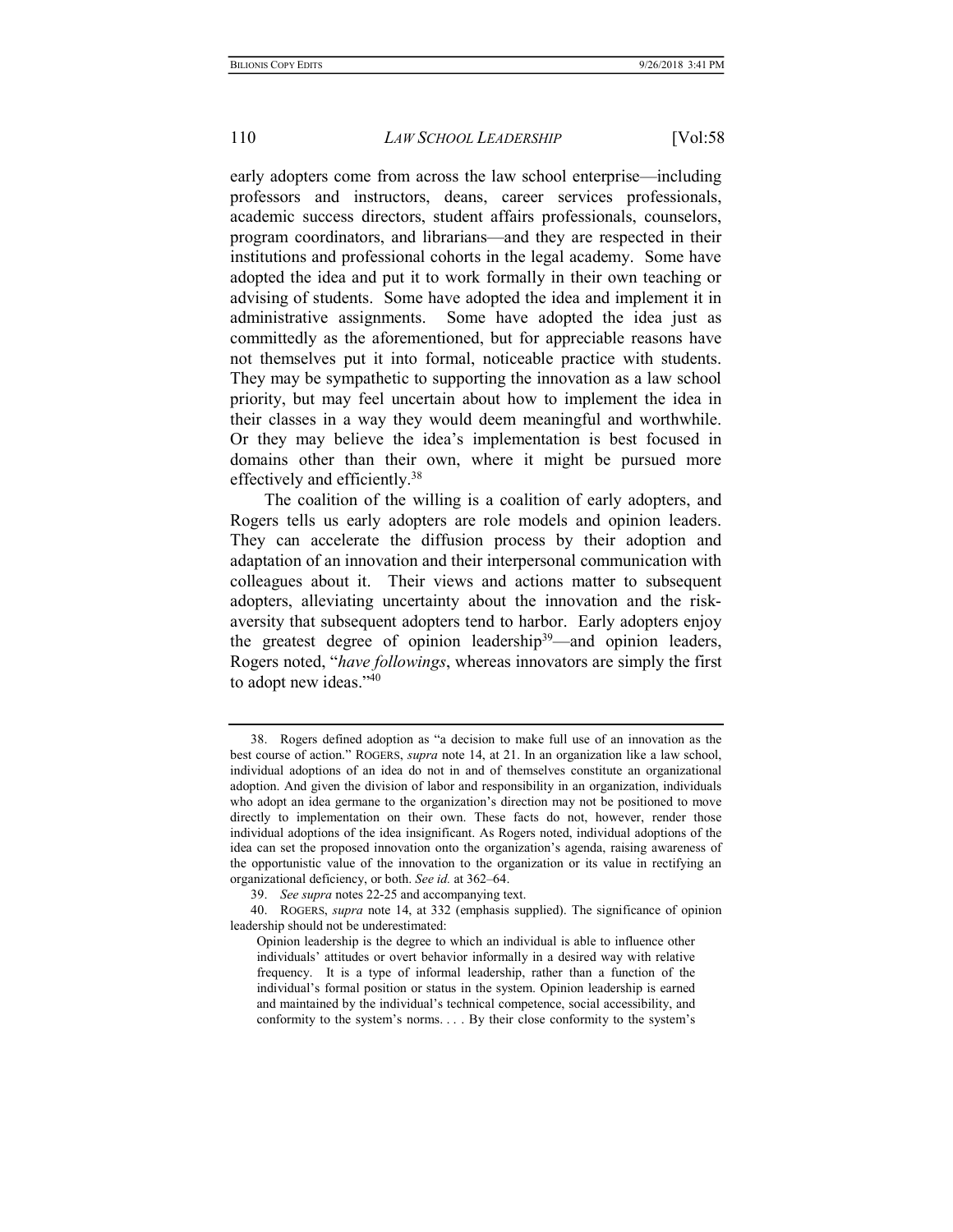early adopters come from across the law school enterprise—including professors and instructors, deans, career services professionals, academic success directors, student affairs professionals, counselors, program coordinators, and librarians—and they are respected in their institutions and professional cohorts in the legal academy. Some have adopted the idea and put it to work formally in their own teaching or advising of students. Some have adopted the idea and implement it in administrative assignments. Some have adopted the idea just as committedly as the aforementioned, but for appreciable reasons have not themselves put it into formal, noticeable practice with students. They may be sympathetic to supporting the innovation as a law school priority, but may feel uncertain about how to implement the idea in their classes in a way they would deem meaningful and worthwhile. Or they may believe the idea's implementation is best focused in domains other than their own, where it might be pursued more effectively and efficiently.[38]

The coalition of the willing is a coalition of early adopters, and Rogers tells us early adopters are role models and opinion leaders. They can accelerate the diffusion process by their adoption and adaptation of an innovation and their interpersonal communication with colleagues about it. Their views and actions matter to subsequent adopters, alleviating uncertainty about the innovation and the risk-aversity that subsequent adopters tend to harbor. Early adopters enjoy the greatest degree of opinion leadership[39]—and opinion leaders, Rogers noted, "*have followings*, whereas innovators are simply the first to adopt new ideas."[40]

---

38. Rogers defined adoption as "a decision to make full use of an innovation as the best course of action." ROGERS, *supra* note 14, at 21. In an organization like a law school, individual adoptions of an idea do not in and of themselves constitute an organizational adoption. And given the division of labor and responsibility in an organization, individuals who adopt an idea germane to the organization's direction may not be positioned to move directly to implementation on their own. These facts do not, however, render those individual adoptions of the idea insignificant. As Rogers noted, individual adoptions of the idea can set the proposed innovation onto the organization's agenda, raising awareness of the opportunistic value of the innovation to the organization or its value in rectifying an organizational deficiency, or both. *See id.* at 362–64.

39. *See supra* notes 22-25 and accompanying text.

40. ROGERS, *supra* note 14, at 332 (emphasis supplied). The significance of opinion leadership should not be underestimated:

> Opinion leadership is the degree to which an individual is able to influence other individuals' attitudes or overt behavior informally in a desired way with relative frequency. It is a type of informal leadership, rather than a function of the individual's formal position or status in the system. Opinion leadership is earned and maintained by the individual's technical competence, social accessibility, and conformity to the system's norms. . . . By their close conformity to the system's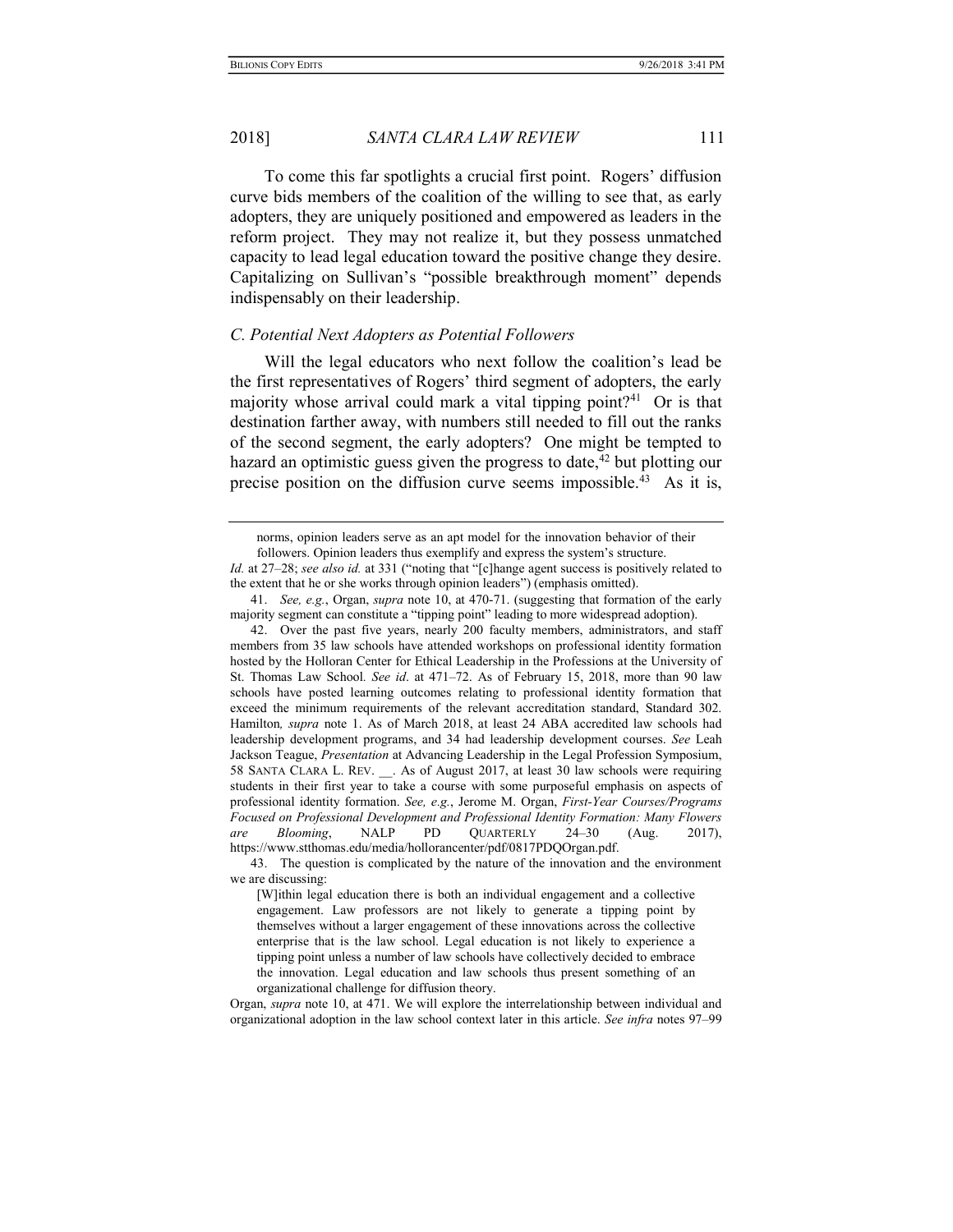To come this far spotlights a crucial first point. Rogers' diffusion curve bids members of the coalition of the willing to see that, as early adopters, they are uniquely positioned and empowered as leaders in the reform project. They may not realize it, but they possess unmatched capacity to lead legal education toward the positive change they desire. Capitalizing on Sullivan's "possible breakthrough moment" depends indispensably on their leadership.

### *C. Potential Next Adopters as Potential Followers*

Will the legal educators who next follow the coalition's lead be the first representatives of Rogers' third segment of adopters, the early majority whose arrival could mark a vital tipping point?[41] Or is that destination farther away, with numbers still needed to fill out the ranks of the second segment, the early adopters? One might be tempted to hazard an optimistic guess given the progress to date,[42] but plotting our precise position on the diffusion curve seems impossible.[43] As it is,

---

> norms, opinion leaders serve as an apt model for the innovation behavior of their followers. Opinion leaders thus exemplify and express the system's structure.

*Id.* at 27–28; *see also id.* at 331 ("noting that "[c]hange agent success is positively related to the extent that he or she works through opinion leaders") (emphasis omitted).

41. *See, e.g.*, Organ, *supra* note 10, at 470-71. (suggesting that formation of the early majority segment can constitute a "tipping point" leading to more widespread adoption).

42. Over the past five years, nearly 200 faculty members, administrators, and staff members from 35 law schools have attended workshops on professional identity formation hosted by the Holloran Center for Ethical Leadership in the Professions at the University of St. Thomas Law School. *See id*. at 471–72. As of February 15, 2018, more than 90 law schools have posted learning outcomes relating to professional identity formation that exceed the minimum requirements of the relevant accreditation standard, Standard 302. Hamilton*, supra* note 1. As of March 2018, at least 24 ABA accredited law schools had leadership development programs, and 34 had leadership development courses. *See* Leah Jackson Teague, *Presentation* at Advancing Leadership in the Legal Profession Symposium, 58 SANTA CLARA L. REV. __. As of August 2017, at least 30 law schools were requiring students in their first year to take a course with some purposeful emphasis on aspects of professional identity formation. *See, e.g.*, Jerome M. Organ, *First-Year Courses/Programs Focused on Professional Development and Professional Identity Formation: Many Flowers are Blooming*, NALP PD QUARTERLY 24–30 (Aug. 2017), https://www.stthomas.edu/media/hollorancenter/pdf/0817PDQOrgan.pdf.

43. The question is complicated by the nature of the innovation and the environment we are discussing:

> [W]ithin legal education there is both an individual engagement and a collective engagement. Law professors are not likely to generate a tipping point by themselves without a larger engagement of these innovations across the collective enterprise that is the law school. Legal education is not likely to experience a tipping point unless a number of law schools have collectively decided to embrace the innovation. Legal education and law schools thus present something of an organizational challenge for diffusion theory.

Organ, *supra* note 10, at 471. We will explore the interrelationship between individual and organizational adoption in the law school context later in this article. *See infra* notes 97–99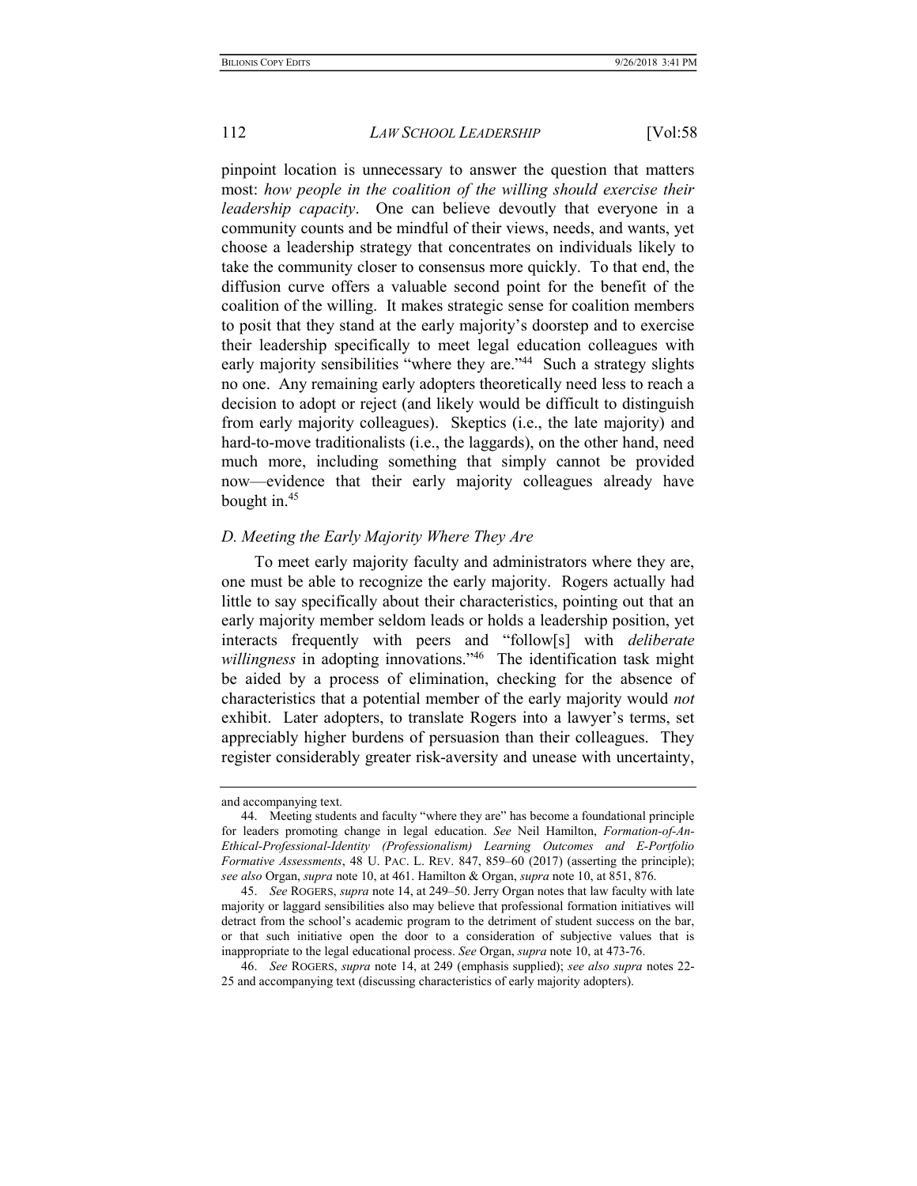pinpoint location is unnecessary to answer the question that matters most: *how people in the coalition of the willing should exercise their leadership capacity*. One can believe devoutly that everyone in a community counts and be mindful of their views, needs, and wants, yet choose a leadership strategy that concentrates on individuals likely to take the community closer to consensus more quickly. To that end, the diffusion curve offers a valuable second point for the benefit of the coalition of the willing. It makes strategic sense for coalition members to posit that they stand at the early majority's doorstep and to exercise their leadership specifically to meet legal education colleagues with early majority sensibilities "where they are."[44] Such a strategy slights no one. Any remaining early adopters theoretically need less to reach a decision to adopt or reject (and likely would be difficult to distinguish from early majority colleagues). Skeptics (i.e., the late majority) and hard-to-move traditionalists (i.e., the laggards), on the other hand, need much more, including something that simply cannot be provided now—evidence that their early majority colleagues already have bought in.[45]

### *D. Meeting the Early Majority Where They Are*

To meet early majority faculty and administrators where they are, one must be able to recognize the early majority. Rogers actually had little to say specifically about their characteristics, pointing out that an early majority member seldom leads or holds a leadership position, yet interacts frequently with peers and "follow[s] with *deliberate willingness* in adopting innovations."[46] The identification task might be aided by a process of elimination, checking for the absence of characteristics that a potential member of the early majority would *not* exhibit. Later adopters, to translate Rogers into a lawyer's terms, set appreciably higher burdens of persuasion than their colleagues. They register considerably greater risk-aversity and unease with uncertainty,

---

and accompanying text.

44. Meeting students and faculty "where they are" has become a foundational principle for leaders promoting change in legal education. *See* Neil Hamilton, *Formation-of-An-Ethical-Professional-Identity (Professionalism) Learning Outcomes and E-Portfolio Formative Assessments*, 48 U. PAC. L. REV. 847, 859–60 (2017) (asserting the principle); *see also* Organ, *supra* note 10, at 461. Hamilton & Organ, *supra* note 10, at 851, 876.

45. *See* ROGERS, *supra* note 14, at 249–50. Jerry Organ notes that law faculty with late majority or laggard sensibilities also may believe that professional formation initiatives will detract from the school's academic program to the detriment of student success on the bar, or that such initiative open the door to a consideration of subjective values that is inappropriate to the legal educational process. *See* Organ, *supra* note 10, at 473-76.

46. *See* ROGERS, *supra* note 14, at 249 (emphasis supplied); *see also supra* notes 22-25 and accompanying text (discussing characteristics of early majority adopters).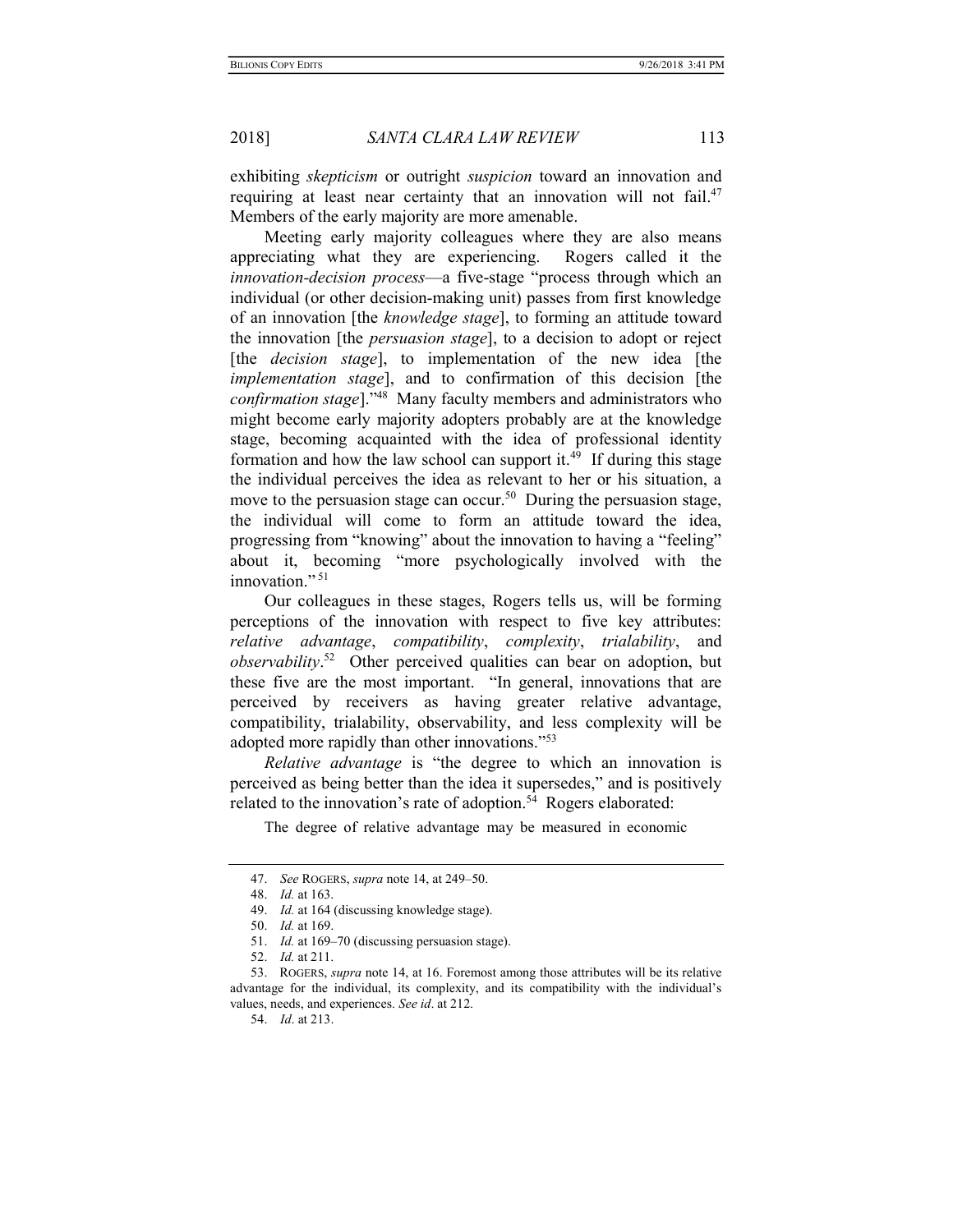exhibiting *skepticism* or outright *suspicion* toward an innovation and requiring at least near certainty that an innovation will not fail.[47] Members of the early majority are more amenable.

Meeting early majority colleagues where they are also means appreciating what they are experiencing. Rogers called it the *innovation-decision process*—a five-stage "process through which an individual (or other decision-making unit) passes from first knowledge of an innovation [the *knowledge stage*], to forming an attitude toward the innovation [the *persuasion stage*], to a decision to adopt or reject [the *decision stage*], to implementation of the new idea [the *implementation stage*], and to confirmation of this decision [the *confirmation stage*]."[48] Many faculty members and administrators who might become early majority adopters probably are at the knowledge stage, becoming acquainted with the idea of professional identity formation and how the law school can support it.[49] If during this stage the individual perceives the idea as relevant to her or his situation, a move to the persuasion stage can occur.[50] During the persuasion stage, the individual will come to form an attitude toward the idea, progressing from "knowing" about the innovation to having a "feeling" about it, becoming "more psychologically involved with the innovation."[51]

Our colleagues in these stages, Rogers tells us, will be forming perceptions of the innovation with respect to five key attributes: *relative advantage*, *compatibility*, *complexity*, *trialability*, and *observability*.[52] Other perceived qualities can bear on adoption, but these five are the most important. "In general, innovations that are perceived by receivers as having greater relative advantage, compatibility, trialability, observability, and less complexity will be adopted more rapidly than other innovations."[53]

*Relative advantage* is "the degree to which an innovation is perceived as being better than the idea it supersedes," and is positively related to the innovation's rate of adoption.[54] Rogers elaborated:

> The degree of relative advantage may be measured in economic

---

47. *See* ROGERS, *supra* note 14, at 249–50.

48. *Id.* at 163.

49. *Id.* at 164 (discussing knowledge stage).

50. *Id.* at 169.

51. *Id.* at 169–70 (discussing persuasion stage).

52. *Id.* at 211.

53. ROGERS, *supra* note 14, at 16. Foremost among those attributes will be its relative advantage for the individual, its complexity, and its compatibility with the individual's values, needs, and experiences. *See id*. at 212.

54. *Id*. at 213.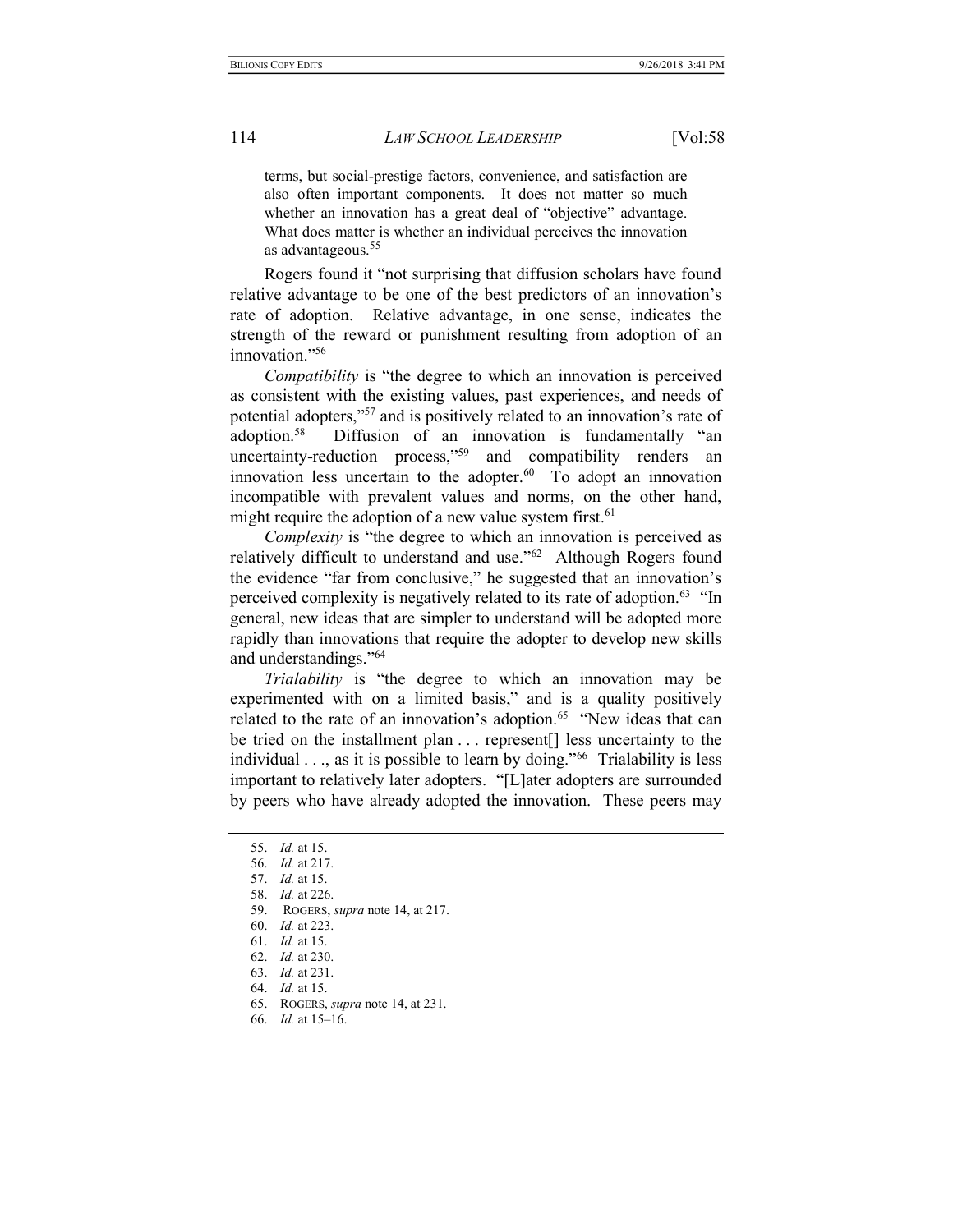> terms, but social-prestige factors, convenience, and satisfaction are also often important components. It does not matter so much whether an innovation has a great deal of "objective" advantage. What does matter is whether an individual perceives the innovation as advantageous.[55]

Rogers found it "not surprising that diffusion scholars have found relative advantage to be one of the best predictors of an innovation's rate of adoption. Relative advantage, in one sense, indicates the strength of the reward or punishment resulting from adoption of an innovation."[56]

*Compatibility* is "the degree to which an innovation is perceived as consistent with the existing values, past experiences, and needs of potential adopters,"[57] and is positively related to an innovation's rate of adoption.[58] Diffusion of an innovation is fundamentally "an uncertainty-reduction process,"[59] and compatibility renders an innovation less uncertain to the adopter.[60] To adopt an innovation incompatible with prevalent values and norms, on the other hand, might require the adoption of a new value system first.[61]

*Complexity* is "the degree to which an innovation is perceived as relatively difficult to understand and use."[62] Although Rogers found the evidence "far from conclusive," he suggested that an innovation's perceived complexity is negatively related to its rate of adoption.[63] "In general, new ideas that are simpler to understand will be adopted more rapidly than innovations that require the adopter to develop new skills and understandings."[64]

*Trialability* is "the degree to which an innovation may be experimented with on a limited basis," and is a quality positively related to the rate of an innovation's adoption.[65] "New ideas that can be tried on the installment plan . . . represent[] less uncertainty to the individual . . ., as it is possible to learn by doing."[66] Trialability is less important to relatively later adopters. "[L]ater adopters are surrounded by peers who have already adopted the innovation. These peers may

---

55. *Id.* at 15.
56. *Id.* at 217.
57. *Id.* at 15.
58. *Id.* at 226.
59. ROGERS, *supra* note 14, at 217.
60. *Id.* at 223.
61. *Id.* at 15.
62. *Id.* at 230.
63. *Id.* at 231.
64. *Id.* at 15.
65. ROGERS, *supra* note 14, at 231.
66. *Id.* at 15–16.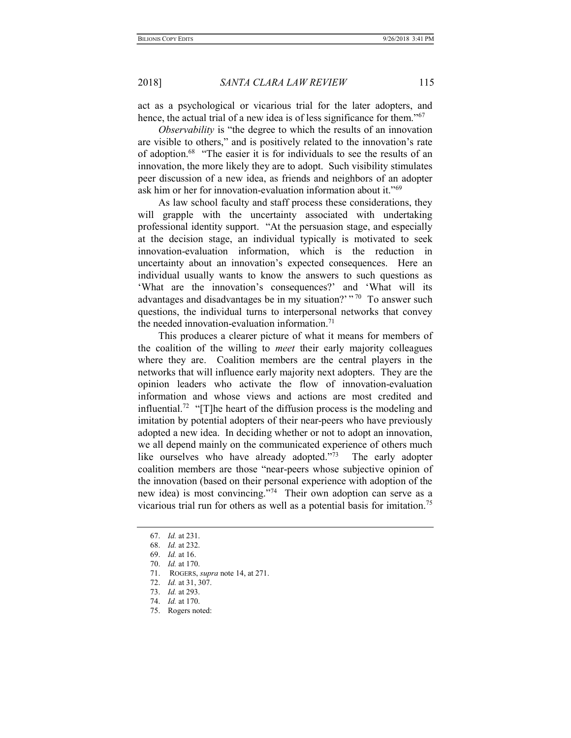act as a psychological or vicarious trial for the later adopters, and hence, the actual trial of a new idea is of less significance for them."[67]

*Observability* is "the degree to which the results of an innovation are visible to others," and is positively related to the innovation's rate of adoption.[68] "The easier it is for individuals to see the results of an innovation, the more likely they are to adopt. Such visibility stimulates peer discussion of a new idea, as friends and neighbors of an adopter ask him or her for innovation-evaluation information about it."[69]

As law school faculty and staff process these considerations, they will grapple with the uncertainty associated with undertaking professional identity support. "At the persuasion stage, and especially at the decision stage, an individual typically is motivated to seek innovation-evaluation information, which is the reduction in uncertainty about an innovation's expected consequences. Here an individual usually wants to know the answers to such questions as 'What are the innovation's consequences?' and 'What will its advantages and disadvantages be in my situation?' "[70] To answer such questions, the individual turns to interpersonal networks that convey the needed innovation-evaluation information.[71]

This produces a clearer picture of what it means for members of the coalition of the willing to *meet* their early majority colleagues where they are. Coalition members are the central players in the networks that will influence early majority next adopters. They are the opinion leaders who activate the flow of innovation-evaluation information and whose views and actions are most credited and influential.[72] "[T]he heart of the diffusion process is the modeling and imitation by potential adopters of their near-peers who have previously adopted a new idea. In deciding whether or not to adopt an innovation, we all depend mainly on the communicated experience of others much like ourselves who have already adopted."[73] The early adopter coalition members are those "near-peers whose subjective opinion of the innovation (based on their personal experience with adoption of the new idea) is most convincing."[74] Their own adoption can serve as a vicarious trial run for others as well as a potential basis for imitation.[75]

---

67. *Id.* at 231.
68. *Id.* at 232.
69. *Id.* at 16.
70. *Id.* at 170.
71. ROGERS, *supra* note 14, at 271.
72. *Id.* at 31, 307.
73. *Id.* at 293.
74. *Id.* at 170.
75. Rogers noted: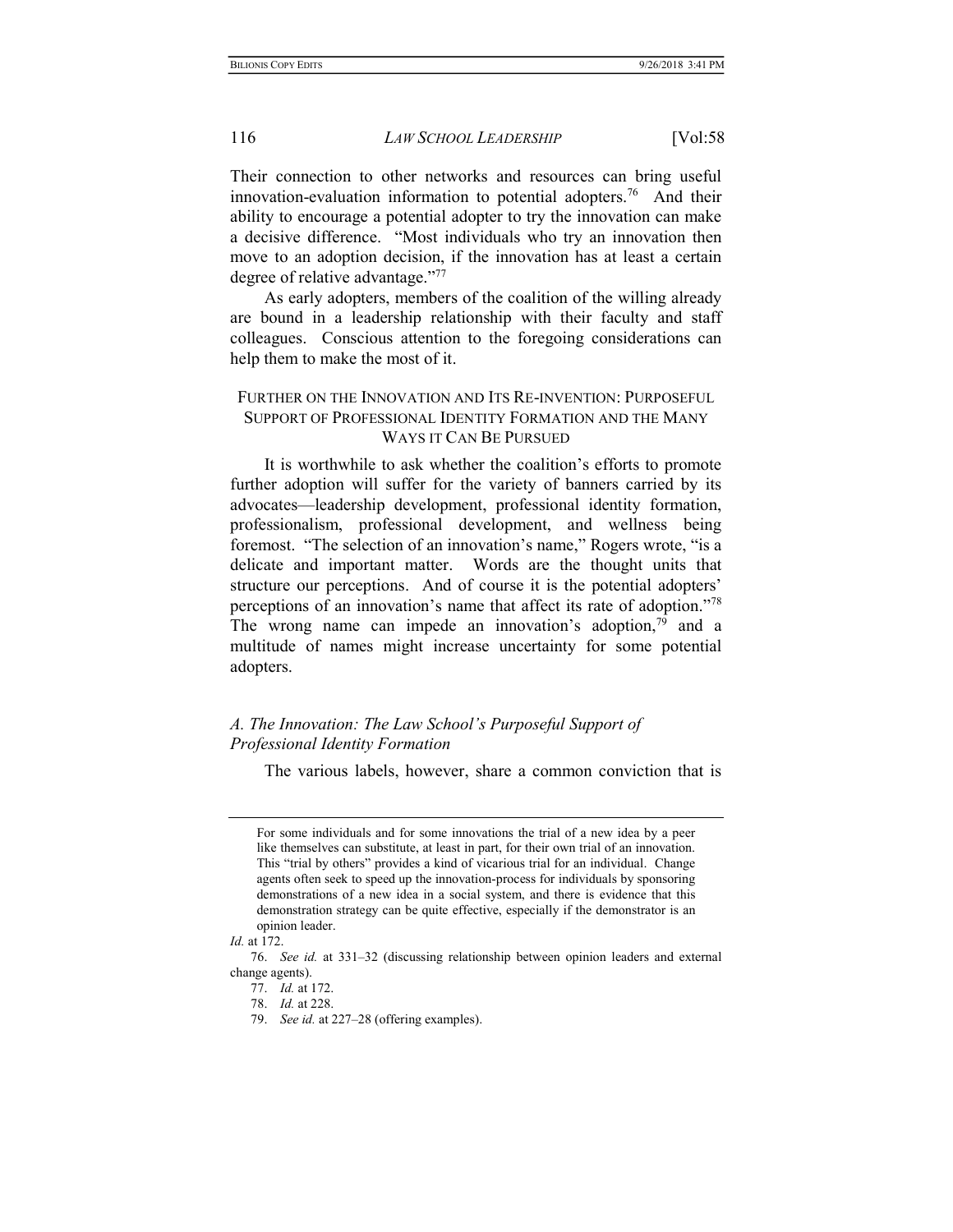Their connection to other networks and resources can bring useful innovation-evaluation information to potential adopters.[76] And their ability to encourage a potential adopter to try the innovation can make a decisive difference. "Most individuals who try an innovation then move to an adoption decision, if the innovation has at least a certain degree of relative advantage."[77]

As early adopters, members of the coalition of the willing already are bound in a leadership relationship with their faculty and staff colleagues. Conscious attention to the foregoing considerations can help them to make the most of it.

## FURTHER ON THE INNOVATION AND ITS RE-INVENTION: PURPOSEFUL SUPPORT OF PROFESSIONAL IDENTITY FORMATION AND THE MANY WAYS IT CAN BE PURSUED

It is worthwhile to ask whether the coalition's efforts to promote further adoption will suffer for the variety of banners carried by its advocates—leadership development, professional identity formation, professionalism, professional development, and wellness being foremost. "The selection of an innovation's name," Rogers wrote, "is a delicate and important matter. Words are the thought units that structure our perceptions. And of course it is the potential adopters' perceptions of an innovation's name that affect its rate of adoption."[78] The wrong name can impede an innovation's adoption,[79] and a multitude of names might increase uncertainty for some potential adopters.

### *A. The Innovation: The Law School's Purposeful Support of Professional Identity Formation*

The various labels, however, share a common conviction that is

---

> For some individuals and for some innovations the trial of a new idea by a peer like themselves can substitute, at least in part, for their own trial of an innovation. This "trial by others" provides a kind of vicarious trial for an individual. Change agents often seek to speed up the innovation-process for individuals by sponsoring demonstrations of a new idea in a social system, and there is evidence that this demonstration strategy can be quite effective, especially if the demonstrator is an opinion leader.

*Id.* at 172.

76. *See id.* at 331–32 (discussing relationship between opinion leaders and external change agents).

77. *Id.* at 172.

78. *Id.* at 228.

79. *See id.* at 227–28 (offering examples).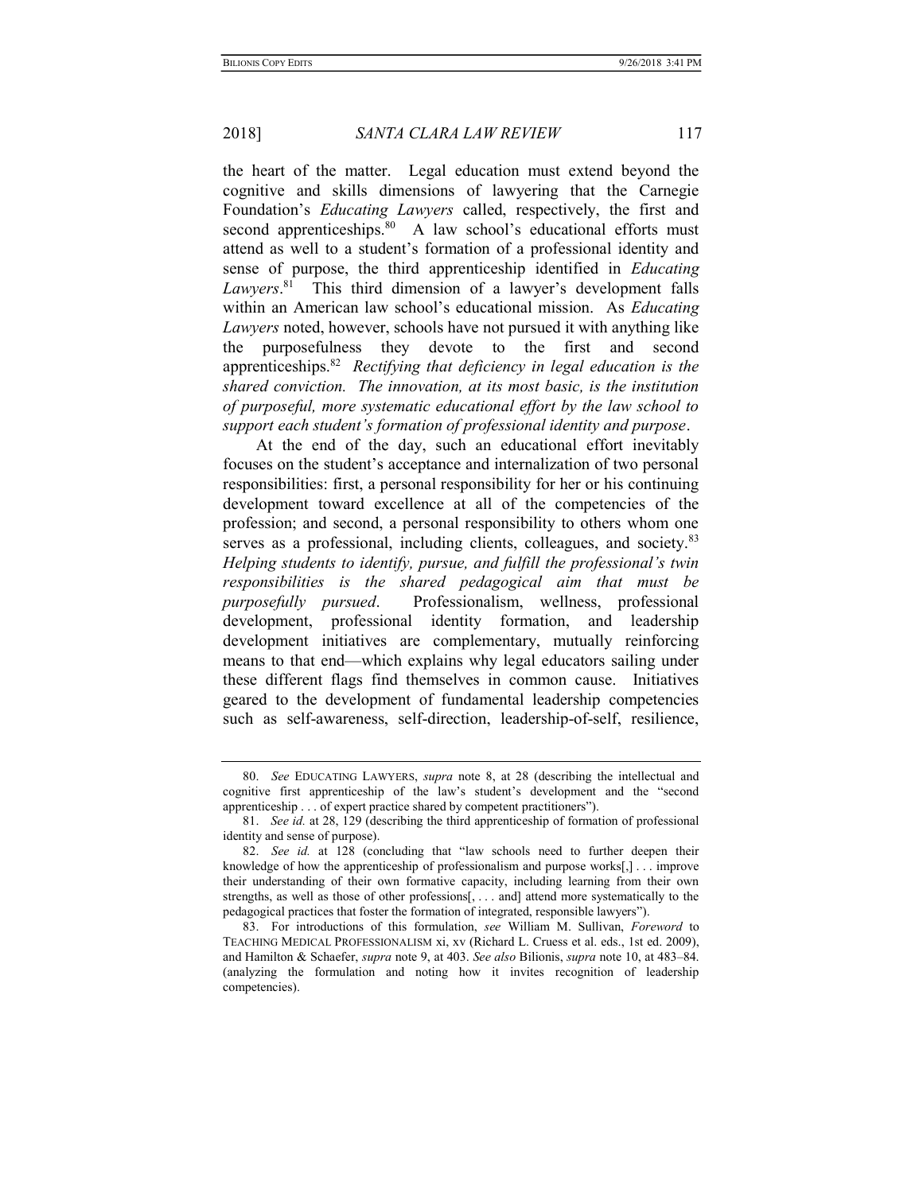the heart of the matter. Legal education must extend beyond the cognitive and skills dimensions of lawyering that the Carnegie Foundation's *Educating Lawyers* called, respectively, the first and second apprenticeships.[80] A law school's educational efforts must attend as well to a student's formation of a professional identity and sense of purpose, the third apprenticeship identified in *Educating Lawyers*.[81] This third dimension of a lawyer's development falls within an American law school's educational mission. As *Educating Lawyers* noted, however, schools have not pursued it with anything like the purposefulness they devote to the first and second apprenticeships.[82] *Rectifying that deficiency in legal education is the shared conviction. The innovation, at its most basic, is the institution of purposeful, more systematic educational effort by the law school to support each student's formation of professional identity and purpose*.

At the end of the day, such an educational effort inevitably focuses on the student's acceptance and internalization of two personal responsibilities: first, a personal responsibility for her or his continuing development toward excellence at all of the competencies of the profession; and second, a personal responsibility to others whom one serves as a professional, including clients, colleagues, and society.[83] *Helping students to identify, pursue, and fulfill the professional's twin responsibilities is the shared pedagogical aim that must be purposefully pursued*. Professionalism, wellness, professional development, professional identity formation, and leadership development initiatives are complementary, mutually reinforcing means to that end—which explains why legal educators sailing under these different flags find themselves in common cause. Initiatives geared to the development of fundamental leadership competencies such as self-awareness, self-direction, leadership-of-self, resilience,

---

80. *See* EDUCATING LAWYERS, *supra* note 8, at 28 (describing the intellectual and cognitive first apprenticeship of the law's student's development and the "second apprenticeship . . . of expert practice shared by competent practitioners").

81. *See id.* at 28, 129 (describing the third apprenticeship of formation of professional identity and sense of purpose).

82. *See id.* at 128 (concluding that "law schools need to further deepen their knowledge of how the apprenticeship of professionalism and purpose works[,] . . . improve their understanding of their own formative capacity, including learning from their own strengths, as well as those of other professions[, . . . and] attend more systematically to the pedagogical practices that foster the formation of integrated, responsible lawyers").

83. For introductions of this formulation, *see* William M. Sullivan, *Foreword* to TEACHING MEDICAL PROFESSIONALISM xi, xv (Richard L. Cruess et al. eds., 1st ed. 2009), and Hamilton & Schaefer, *supra* note 9, at 403. *See also* Bilionis, *supra* note 10, at 483–84. (analyzing the formulation and noting how it invites recognition of leadership competencies).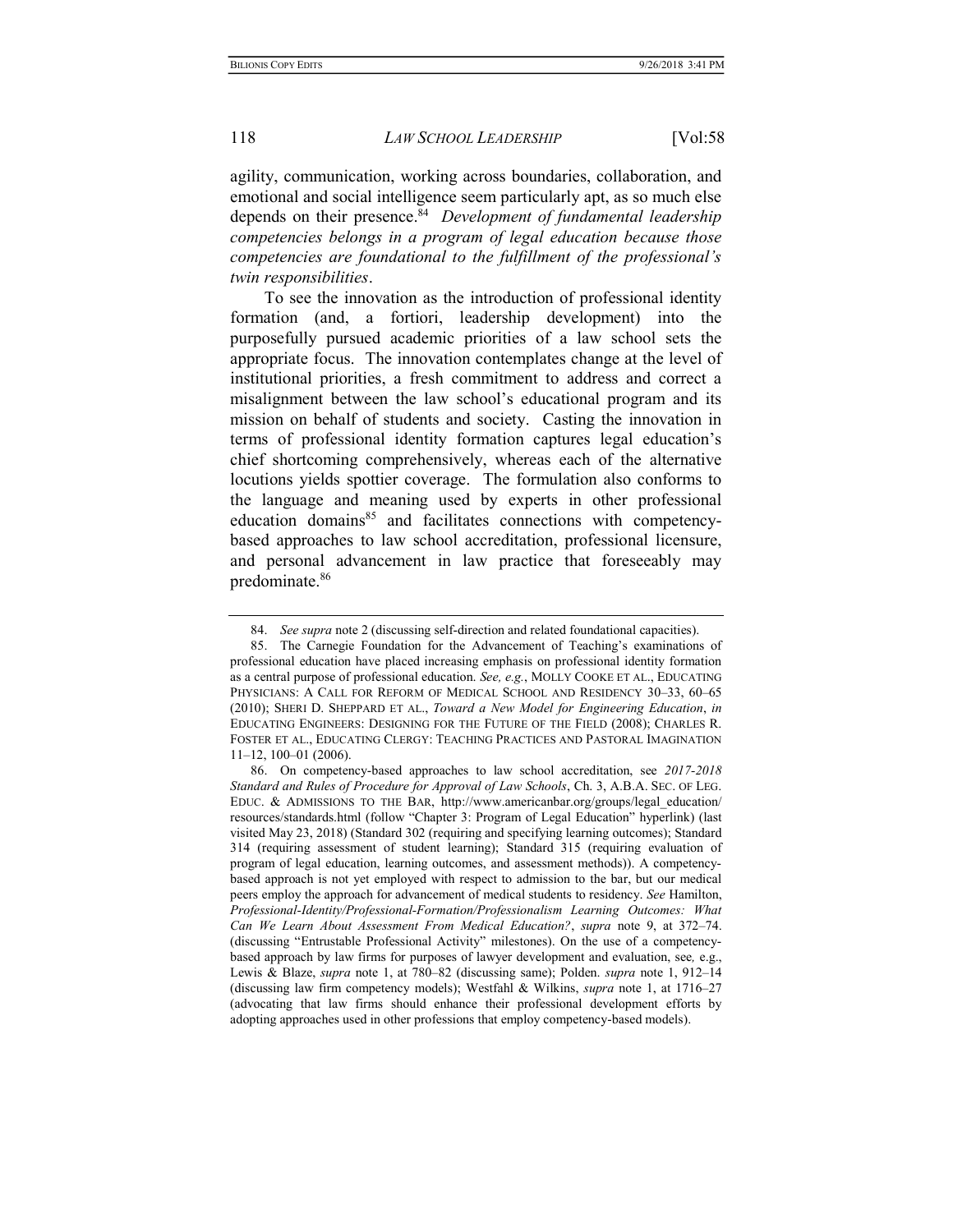agility, communication, working across boundaries, collaboration, and emotional and social intelligence seem particularly apt, as so much else depends on their presence.[84] *Development of fundamental leadership competencies belongs in a program of legal education because those competencies are foundational to the fulfillment of the professional's twin responsibilities*.

To see the innovation as the introduction of professional identity formation (and, a fortiori, leadership development) into the purposefully pursued academic priorities of a law school sets the appropriate focus. The innovation contemplates change at the level of institutional priorities, a fresh commitment to address and correct a misalignment between the law school's educational program and its mission on behalf of students and society. Casting the innovation in terms of professional identity formation captures legal education's chief shortcoming comprehensively, whereas each of the alternative locutions yields spottier coverage. The formulation also conforms to the language and meaning used by experts in other professional education domains[85] and facilitates connections with competency-based approaches to law school accreditation, professional licensure, and personal advancement in law practice that foreseeably may predominate.[86]

---

84. *See supra* note 2 (discussing self-direction and related foundational capacities).

85. The Carnegie Foundation for the Advancement of Teaching's examinations of professional education have placed increasing emphasis on professional identity formation as a central purpose of professional education. *See, e.g.*, MOLLY COOKE ET AL., EDUCATING PHYSICIANS: A CALL FOR REFORM OF MEDICAL SCHOOL AND RESIDENCY 30–33, 60–65 (2010); SHERI D. SHEPPARD ET AL., *Toward a New Model for Engineering Education*, *in* EDUCATING ENGINEERS: DESIGNING FOR THE FUTURE OF THE FIELD (2008); CHARLES R. FOSTER ET AL., EDUCATING CLERGY: TEACHING PRACTICES AND PASTORAL IMAGINATION 11–12, 100–01 (2006).

86. On competency-based approaches to law school accreditation, see *2017-2018 Standard and Rules of Procedure for Approval of Law Schools*, Ch. 3, A.B.A. SEC. OF LEG. EDUC. & ADMISSIONS TO THE BAR, http://www.americanbar.org/groups/legal_education/resources/standards.html (follow "Chapter 3: Program of Legal Education" hyperlink) (last visited May 23, 2018) (Standard 302 (requiring and specifying learning outcomes); Standard 314 (requiring assessment of student learning); Standard 315 (requiring evaluation of program of legal education, learning outcomes, and assessment methods)). A competency-based approach is not yet employed with respect to admission to the bar, but our medical peers employ the approach for advancement of medical students to residency. *See* Hamilton, *Professional-Identity/Professional-Formation/Professionalism Learning Outcomes: What Can We Learn About Assessment From Medical Education?*, *supra* note 9, at 372–74. (discussing "Entrustable Professional Activity" milestones). On the use of a competency-based approach by law firms for purposes of lawyer development and evaluation, see*,* e.g., Lewis & Blaze, *supra* note 1, at 780–82 (discussing same); Polden. *supra* note 1, 912–14 (discussing law firm competency models); Westfahl & Wilkins, *supra* note 1, at 1716–27 (advocating that law firms should enhance their professional development efforts by adopting approaches used in other professions that employ competency-based models).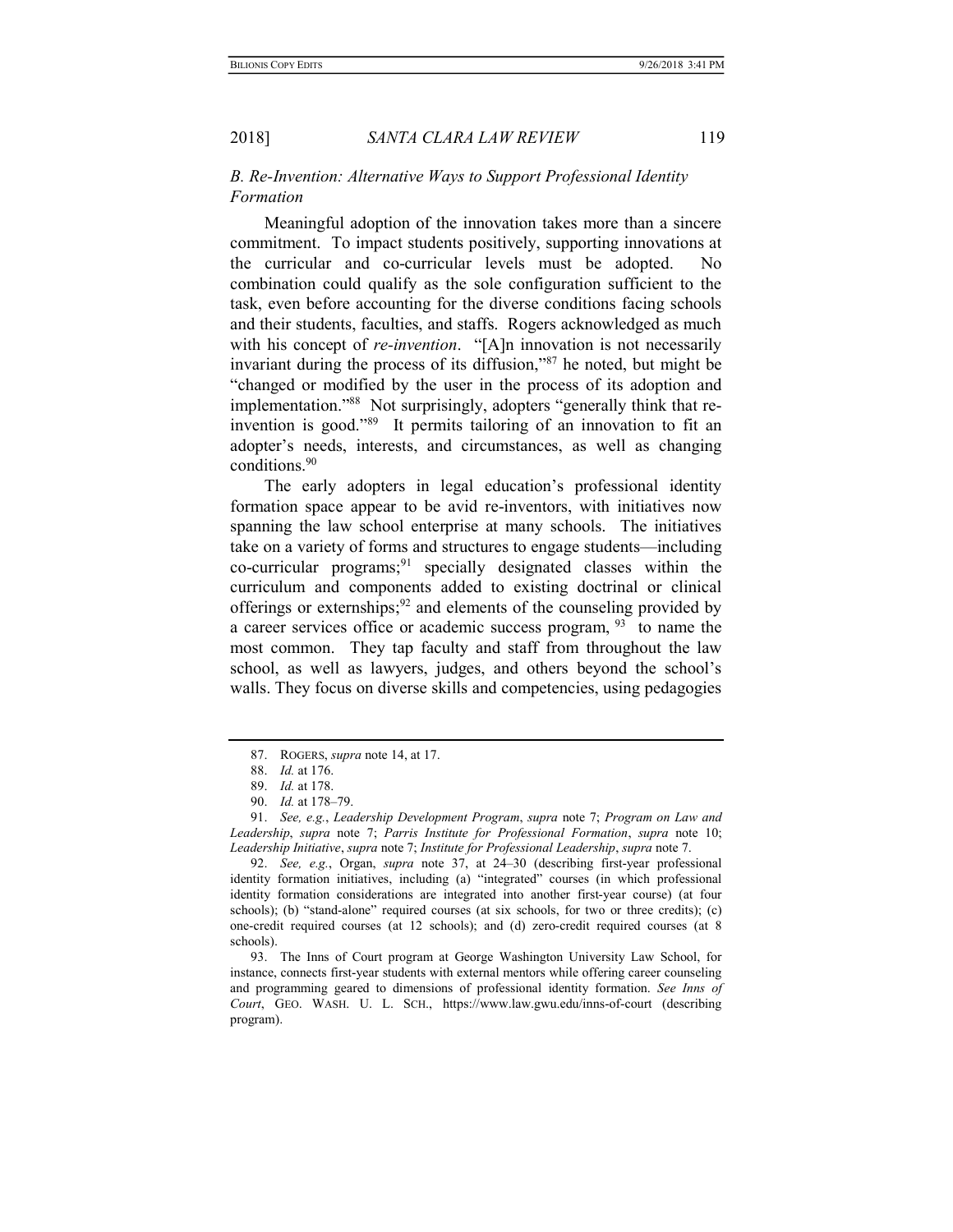### *B. Re-Invention: Alternative Ways to Support Professional Identity Formation*

Meaningful adoption of the innovation takes more than a sincere commitment. To impact students positively, supporting innovations at the curricular and co-curricular levels must be adopted. No combination could qualify as the sole configuration sufficient to the task, even before accounting for the diverse conditions facing schools and their students, faculties, and staffs. Rogers acknowledged as much with his concept of *re-invention*. "[A]n innovation is not necessarily invariant during the process of its diffusion,"[87] he noted, but might be "changed or modified by the user in the process of its adoption and implementation."[88] Not surprisingly, adopters "generally think that re-invention is good."[89] It permits tailoring of an innovation to fit an adopter's needs, interests, and circumstances, as well as changing conditions.[90]

The early adopters in legal education's professional identity formation space appear to be avid re-inventors, with initiatives now spanning the law school enterprise at many schools. The initiatives take on a variety of forms and structures to engage students—including co-curricular programs;[91] specially designated classes within the curriculum and components added to existing doctrinal or clinical offerings or externships;[92] and elements of the counseling provided by a career services office or academic success program, [93] to name the most common. They tap faculty and staff from throughout the law school, as well as lawyers, judges, and others beyond the school's walls. They focus on diverse skills and competencies, using pedagogies

---

87. ROGERS, *supra* note 14, at 17.

88. *Id.* at 176.

89. *Id.* at 178.

90. *Id.* at 178–79.

91. *See, e.g.*, *Leadership Development Program*, *supra* note 7; *Program on Law and Leadership*, *supra* note 7; *Parris Institute for Professional Formation*, *supra* note 10; *Leadership Initiative*, *supra* note 7; *Institute for Professional Leadership*, *supra* note 7.

92. *See, e.g.*, Organ, *supra* note 37, at 24–30 (describing first-year professional identity formation initiatives, including (a) "integrated" courses (in which professional identity formation considerations are integrated into another first-year course) (at four schools); (b) "stand-alone" required courses (at six schools, for two or three credits); (c) one-credit required courses (at 12 schools); and (d) zero-credit required courses (at 8 schools).

93. The Inns of Court program at George Washington University Law School, for instance, connects first-year students with external mentors while offering career counseling and programming geared to dimensions of professional identity formation. *See Inns of Court*, GEO. WASH. U. L. SCH., https://www.law.gwu.edu/inns-of-court (describing program).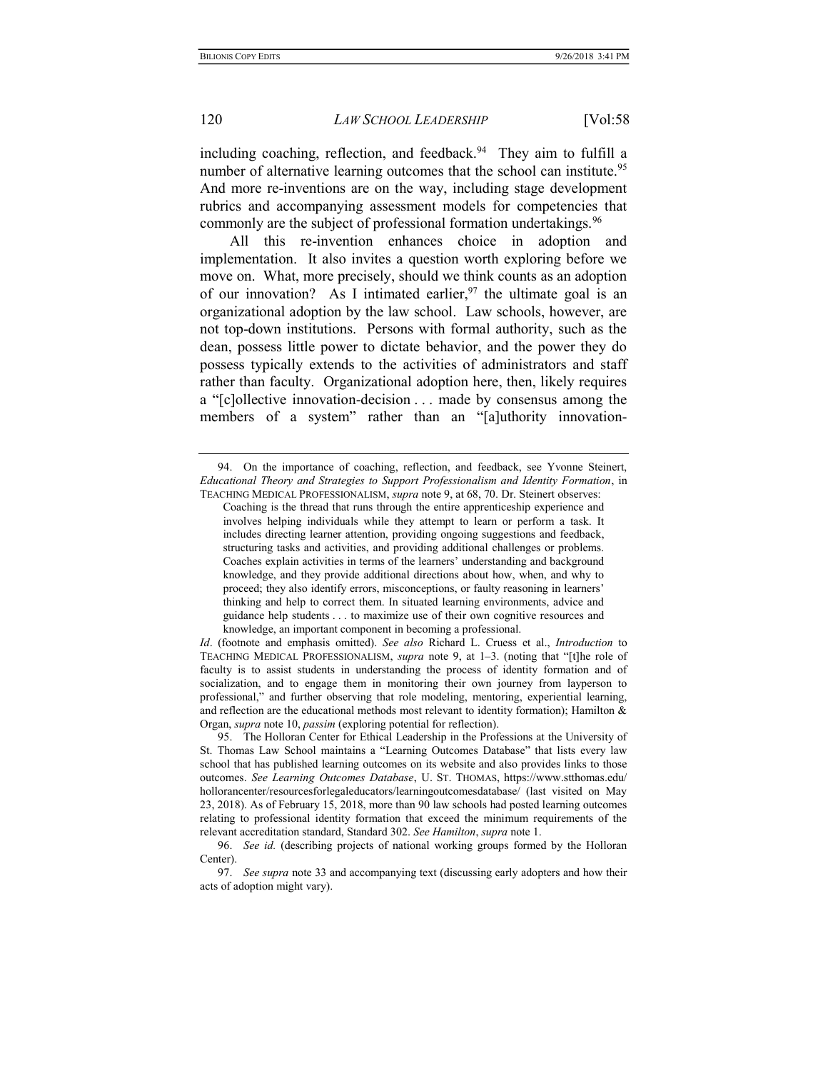including coaching, reflection, and feedback.[94] They aim to fulfill a number of alternative learning outcomes that the school can institute.[95] And more re-inventions are on the way, including stage development rubrics and accompanying assessment models for competencies that commonly are the subject of professional formation undertakings.[96]

All this re-invention enhances choice in adoption and implementation. It also invites a question worth exploring before we move on. What, more precisely, should we think counts as an adoption of our innovation? As I intimated earlier,[97] the ultimate goal is an organizational adoption by the law school. Law schools, however, are not top-down institutions. Persons with formal authority, such as the dean, possess little power to dictate behavior, and the power they do possess typically extends to the activities of administrators and staff rather than faculty. Organizational adoption here, then, likely requires a "[c]ollective innovation-decision . . . made by consensus among the members of a system" rather than an "[a]uthority innovation-

---

94. On the importance of coaching, reflection, and feedback, see Yvonne Steinert, *Educational Theory and Strategies to Support Professionalism and Identity Formation*, in TEACHING MEDICAL PROFESSIONALISM, *supra* note 9, at 68, 70. Dr. Steinert observes:

> Coaching is the thread that runs through the entire apprenticeship experience and involves helping individuals while they attempt to learn or perform a task. It includes directing learner attention, providing ongoing suggestions and feedback, structuring tasks and activities, and providing additional challenges or problems. Coaches explain activities in terms of the learners' understanding and background knowledge, and they provide additional directions about how, when, and why to proceed; they also identify errors, misconceptions, or faulty reasoning in learners' thinking and help to correct them. In situated learning environments, advice and guidance help students . . . to maximize use of their own cognitive resources and knowledge, an important component in becoming a professional.

*Id*. (footnote and emphasis omitted). *See also* Richard L. Cruess et al., *Introduction* to TEACHING MEDICAL PROFESSIONALISM, *supra* note 9, at 1–3. (noting that "[t]he role of faculty is to assist students in understanding the process of identity formation and of socialization, and to engage them in monitoring their own journey from layperson to professional," and further observing that role modeling, mentoring, experiential learning, and reflection are the educational methods most relevant to identity formation); Hamilton & Organ, *supra* note 10, *passim* (exploring potential for reflection).

95. The Holloran Center for Ethical Leadership in the Professions at the University of St. Thomas Law School maintains a "Learning Outcomes Database" that lists every law school that has published learning outcomes on its website and also provides links to those outcomes. *See Learning Outcomes Database*, U. ST. THOMAS, https://www.stthomas.edu/hollorancenter/resourcesforlegaleducators/learningoutcomesdatabase/ (last visited on May 23, 2018). As of February 15, 2018, more than 90 law schools had posted learning outcomes relating to professional identity formation that exceed the minimum requirements of the relevant accreditation standard, Standard 302. *See Hamilton*, *supra* note 1.

96. *See id.* (describing projects of national working groups formed by the Holloran Center).

97. *See supra* note 33 and accompanying text (discussing early adopters and how their acts of adoption might vary).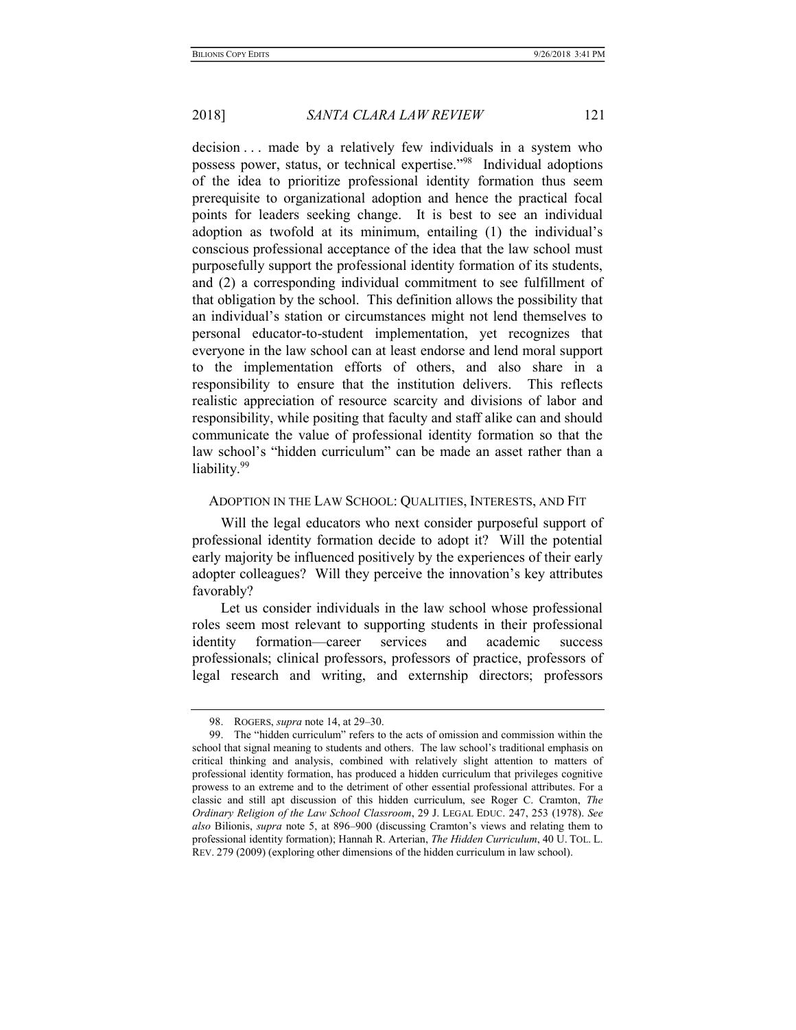decision . . . made by a relatively few individuals in a system who possess power, status, or technical expertise."[98] Individual adoptions of the idea to prioritize professional identity formation thus seem prerequisite to organizational adoption and hence the practical focal points for leaders seeking change. It is best to see an individual adoption as twofold at its minimum, entailing (1) the individual's conscious professional acceptance of the idea that the law school must purposefully support the professional identity formation of its students, and (2) a corresponding individual commitment to see fulfillment of that obligation by the school. This definition allows the possibility that an individual's station or circumstances might not lend themselves to personal educator-to-student implementation, yet recognizes that everyone in the law school can at least endorse and lend moral support to the implementation efforts of others, and also share in a responsibility to ensure that the institution delivers. This reflects realistic appreciation of resource scarcity and divisions of labor and responsibility, while positing that faculty and staff alike can and should communicate the value of professional identity formation so that the law school's "hidden curriculum" can be made an asset rather than a liability.[99]

## ADOPTION IN THE LAW SCHOOL: QUALITIES, INTERESTS, AND FIT

Will the legal educators who next consider purposeful support of professional identity formation decide to adopt it? Will the potential early majority be influenced positively by the experiences of their early adopter colleagues? Will they perceive the innovation's key attributes favorably?

Let us consider individuals in the law school whose professional roles seem most relevant to supporting students in their professional identity formation—career services and academic success professionals; clinical professors, professors of practice, professors of legal research and writing, and externship directors; professors

---

98. ROGERS, *supra* note 14, at 29–30.

99. The "hidden curriculum" refers to the acts of omission and commission within the school that signal meaning to students and others. The law school's traditional emphasis on critical thinking and analysis, combined with relatively slight attention to matters of professional identity formation, has produced a hidden curriculum that privileges cognitive prowess to an extreme and to the detriment of other essential professional attributes. For a classic and still apt discussion of this hidden curriculum, see Roger C. Cramton, *The Ordinary Religion of the Law School Classroom*, 29 J. LEGAL EDUC. 247, 253 (1978). *See also* Bilionis, *supra* note 5, at 896–900 (discussing Cramton's views and relating them to professional identity formation); Hannah R. Arterian, *The Hidden Curriculum*, 40 U. TOL. L. REV. 279 (2009) (exploring other dimensions of the hidden curriculum in law school).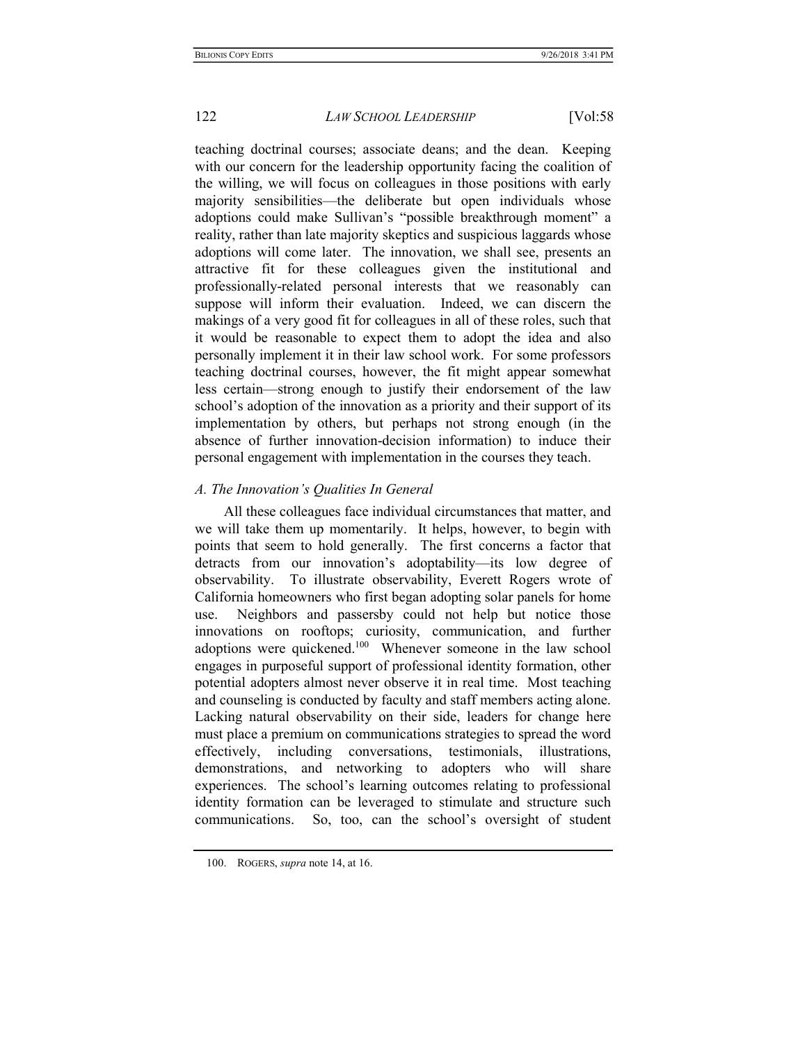teaching doctrinal courses; associate deans; and the dean. Keeping with our concern for the leadership opportunity facing the coalition of the willing, we will focus on colleagues in those positions with early majority sensibilities—the deliberate but open individuals whose adoptions could make Sullivan's "possible breakthrough moment" a reality, rather than late majority skeptics and suspicious laggards whose adoptions will come later. The innovation, we shall see, presents an attractive fit for these colleagues given the institutional and professionally-related personal interests that we reasonably can suppose will inform their evaluation. Indeed, we can discern the makings of a very good fit for colleagues in all of these roles, such that it would be reasonable to expect them to adopt the idea and also personally implement it in their law school work. For some professors teaching doctrinal courses, however, the fit might appear somewhat less certain—strong enough to justify their endorsement of the law school's adoption of the innovation as a priority and their support of its implementation by others, but perhaps not strong enough (in the absence of further innovation-decision information) to induce their personal engagement with implementation in the courses they teach.

### *A. The Innovation's Qualities In General*

All these colleagues face individual circumstances that matter, and we will take them up momentarily. It helps, however, to begin with points that seem to hold generally. The first concerns a factor that detracts from our innovation's adoptability—its low degree of observability. To illustrate observability, Everett Rogers wrote of California homeowners who first began adopting solar panels for home use. Neighbors and passersby could not help but notice those innovations on rooftops; curiosity, communication, and further adoptions were quickened.[100] Whenever someone in the law school engages in purposeful support of professional identity formation, other potential adopters almost never observe it in real time. Most teaching and counseling is conducted by faculty and staff members acting alone. Lacking natural observability on their side, leaders for change here must place a premium on communications strategies to spread the word effectively, including conversations, testimonials, illustrations, demonstrations, and networking to adopters who will share experiences. The school's learning outcomes relating to professional identity formation can be leveraged to stimulate and structure such communications. So, too, can the school's oversight of student

---

100. ROGERS, *supra* note 14, at 16.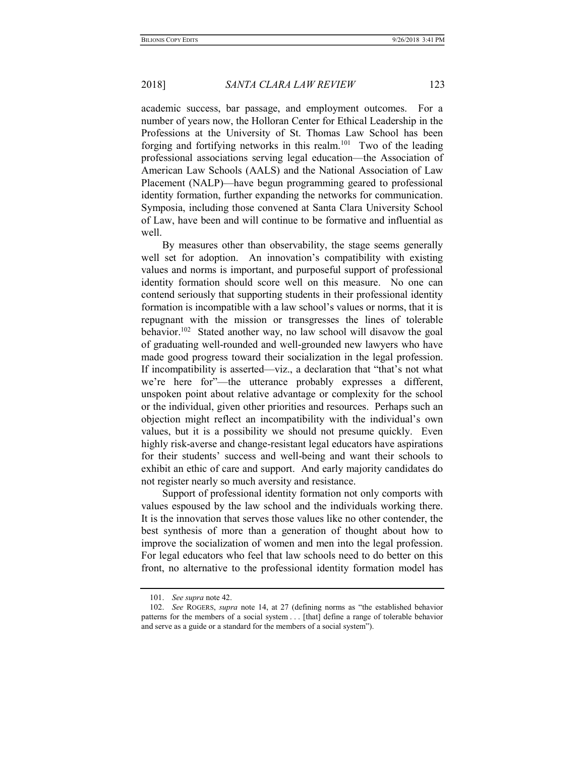academic success, bar passage, and employment outcomes. For a number of years now, the Holloran Center for Ethical Leadership in the Professions at the University of St. Thomas Law School has been forging and fortifying networks in this realm.[101] Two of the leading professional associations serving legal education—the Association of American Law Schools (AALS) and the National Association of Law Placement (NALP)—have begun programming geared to professional identity formation, further expanding the networks for communication. Symposia, including those convened at Santa Clara University School of Law, have been and will continue to be formative and influential as well.

By measures other than observability, the stage seems generally well set for adoption. An innovation's compatibility with existing values and norms is important, and purposeful support of professional identity formation should score well on this measure. No one can contend seriously that supporting students in their professional identity formation is incompatible with a law school's values or norms, that it is repugnant with the mission or transgresses the lines of tolerable behavior.[102] Stated another way, no law school will disavow the goal of graduating well-rounded and well-grounded new lawyers who have made good progress toward their socialization in the legal profession. If incompatibility is asserted—viz., a declaration that "that's not what we're here for"—the utterance probably expresses a different, unspoken point about relative advantage or complexity for the school or the individual, given other priorities and resources. Perhaps such an objection might reflect an incompatibility with the individual's own values, but it is a possibility we should not presume quickly. Even highly risk-averse and change-resistant legal educators have aspirations for their students' success and well-being and want their schools to exhibit an ethic of care and support. And early majority candidates do not register nearly so much aversity and resistance.

Support of professional identity formation not only comports with values espoused by the law school and the individuals working there. It is the innovation that serves those values like no other contender, the best synthesis of more than a generation of thought about how to improve the socialization of women and men into the legal profession. For legal educators who feel that law schools need to do better on this front, no alternative to the professional identity formation model has

---

101. *See supra* note 42.

102. *See* ROGERS, *supra* note 14, at 27 (defining norms as "the established behavior patterns for the members of a social system . . . [that] define a range of tolerable behavior and serve as a guide or a standard for the members of a social system").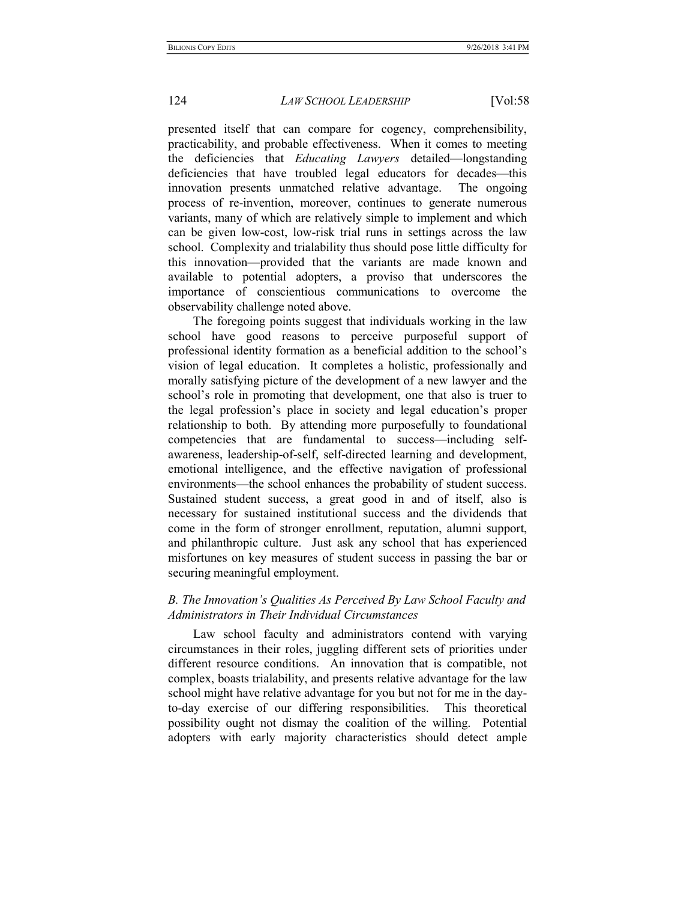presented itself that can compare for cogency, comprehensibility, practicability, and probable effectiveness. When it comes to meeting the deficiencies that *Educating Lawyers* detailed—longstanding deficiencies that have troubled legal educators for decades—this innovation presents unmatched relative advantage. The ongoing process of re-invention, moreover, continues to generate numerous variants, many of which are relatively simple to implement and which can be given low-cost, low-risk trial runs in settings across the law school. Complexity and trialability thus should pose little difficulty for this innovation—provided that the variants are made known and available to potential adopters, a proviso that underscores the importance of conscientious communications to overcome the observability challenge noted above.

The foregoing points suggest that individuals working in the law school have good reasons to perceive purposeful support of professional identity formation as a beneficial addition to the school's vision of legal education. It completes a holistic, professionally and morally satisfying picture of the development of a new lawyer and the school's role in promoting that development, one that also is truer to the legal profession's place in society and legal education's proper relationship to both. By attending more purposefully to foundational competencies that are fundamental to success—including self-awareness, leadership-of-self, self-directed learning and development, emotional intelligence, and the effective navigation of professional environments—the school enhances the probability of student success. Sustained student success, a great good in and of itself, also is necessary for sustained institutional success and the dividends that come in the form of stronger enrollment, reputation, alumni support, and philanthropic culture. Just ask any school that has experienced misfortunes on key measures of student success in passing the bar or securing meaningful employment.

### *B. The Innovation's Qualities As Perceived By Law School Faculty and Administrators in Their Individual Circumstances*

Law school faculty and administrators contend with varying circumstances in their roles, juggling different sets of priorities under different resource conditions. An innovation that is compatible, not complex, boasts trialability, and presents relative advantage for the law school might have relative advantage for you but not for me in the day-to-day exercise of our differing responsibilities. This theoretical possibility ought not dismay the coalition of the willing. Potential adopters with early majority characteristics should detect ample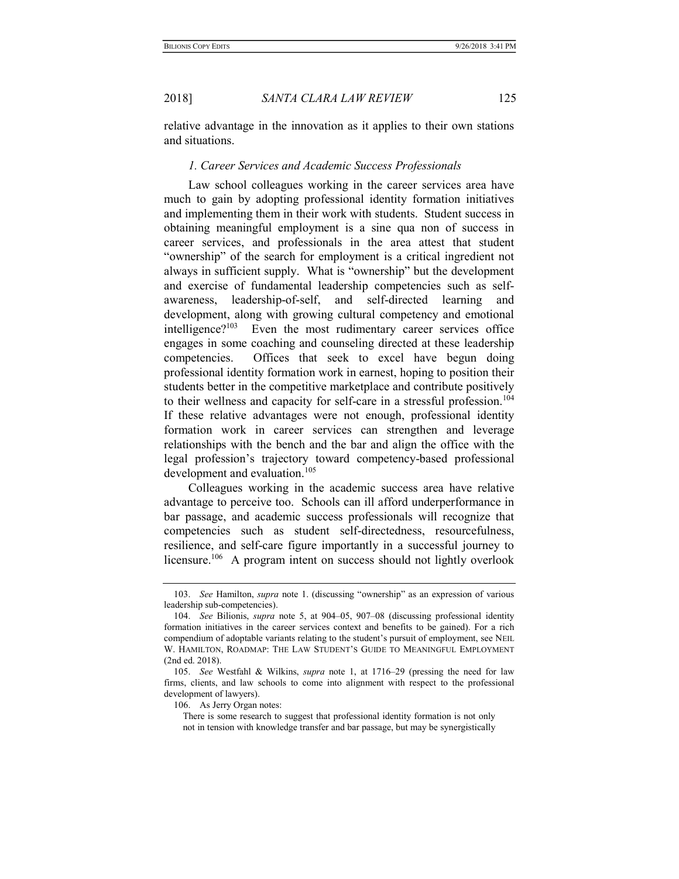relative advantage in the innovation as it applies to their own stations and situations.

### *1. Career Services and Academic Success Professionals*

Law school colleagues working in the career services area have much to gain by adopting professional identity formation initiatives and implementing them in their work with students. Student success in obtaining meaningful employment is a sine qua non of success in career services, and professionals in the area attest that student "ownership" of the search for employment is a critical ingredient not always in sufficient supply. What is "ownership" but the development and exercise of fundamental leadership competencies such as self-awareness, leadership-of-self, and self-directed learning and development, along with growing cultural competency and emotional intelligence?[103] Even the most rudimentary career services office engages in some coaching and counseling directed at these leadership competencies. Offices that seek to excel have begun doing professional identity formation work in earnest, hoping to position their students better in the competitive marketplace and contribute positively to their wellness and capacity for self-care in a stressful profession.[104] If these relative advantages were not enough, professional identity formation work in career services can strengthen and leverage relationships with the bench and the bar and align the office with the legal profession's trajectory toward competency-based professional development and evaluation.[105]

Colleagues working in the academic success area have relative advantage to perceive too. Schools can ill afford underperformance in bar passage, and academic success professionals will recognize that competencies such as student self-directedness, resourcefulness, resilience, and self-care figure importantly in a successful journey to licensure.[106] A program intent on success should not lightly overlook

---

103. *See* Hamilton, *supra* note 1. (discussing "ownership" as an expression of various leadership sub-competencies).

104. *See* Bilionis, *supra* note 5, at 904–05, 907–08 (discussing professional identity formation initiatives in the career services context and benefits to be gained). For a rich compendium of adoptable variants relating to the student's pursuit of employment, see NEIL W. HAMILTON, ROADMAP: THE LAW STUDENT'S GUIDE TO MEANINGFUL EMPLOYMENT (2nd ed. 2018).

105. *See* Westfahl & Wilkins, *supra* note 1, at 1716–29 (pressing the need for law firms, clients, and law schools to come into alignment with respect to the professional development of lawyers).

106. As Jerry Organ notes:

> There is some research to suggest that professional identity formation is not only not in tension with knowledge transfer and bar passage, but may be synergistically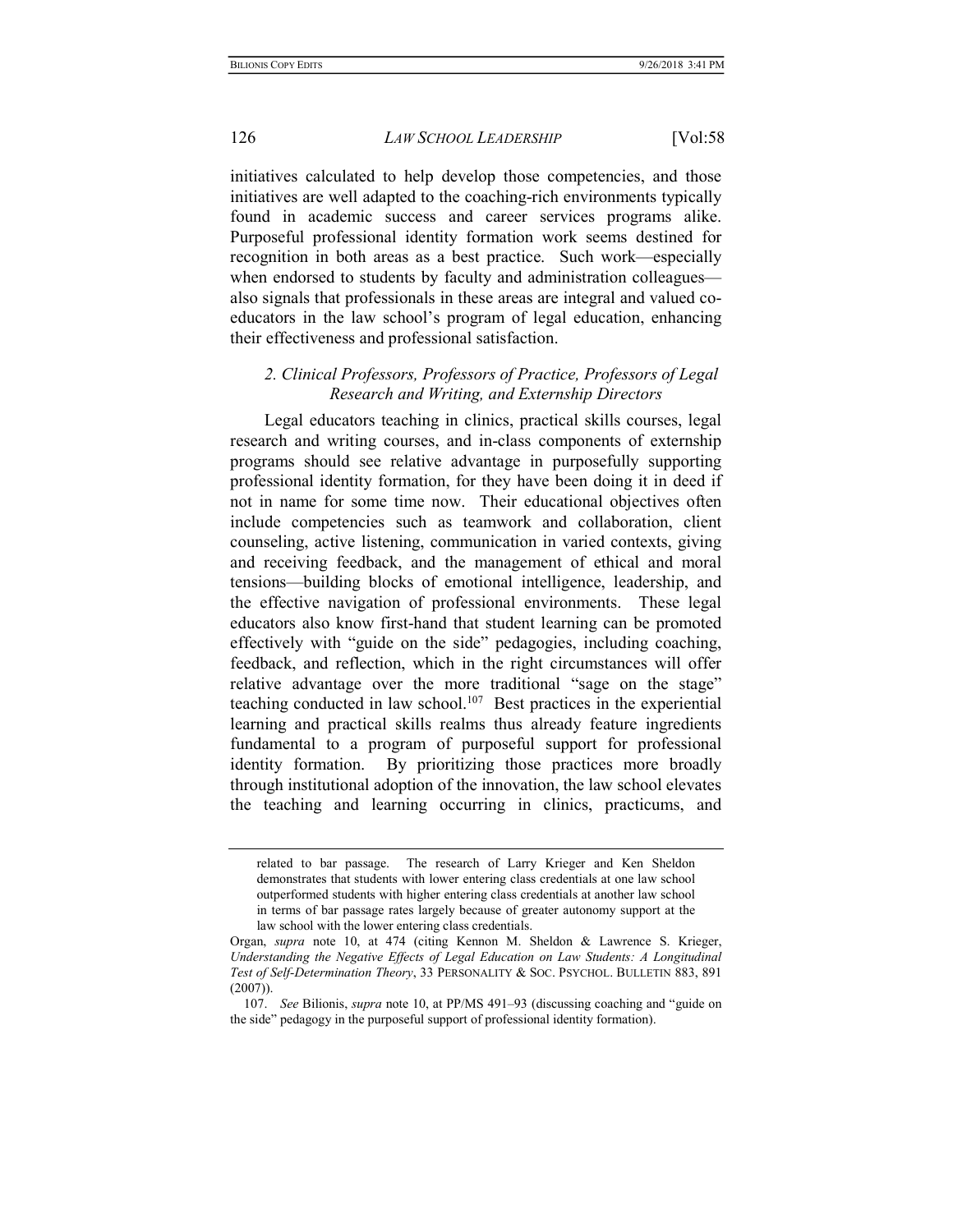initiatives calculated to help develop those competencies, and those initiatives are well adapted to the coaching-rich environments typically found in academic success and career services programs alike. Purposeful professional identity formation work seems destined for recognition in both areas as a best practice. Such work—especially when endorsed to students by faculty and administration colleagues—also signals that professionals in these areas are integral and valued co-educators in the law school's program of legal education, enhancing their effectiveness and professional satisfaction.

### *2. Clinical Professors, Professors of Practice, Professors of Legal Research and Writing, and Externship Directors*

Legal educators teaching in clinics, practical skills courses, legal research and writing courses, and in-class components of externship programs should see relative advantage in purposefully supporting professional identity formation, for they have been doing it in deed if not in name for some time now. Their educational objectives often include competencies such as teamwork and collaboration, client counseling, active listening, communication in varied contexts, giving and receiving feedback, and the management of ethical and moral tensions—building blocks of emotional intelligence, leadership, and the effective navigation of professional environments. These legal educators also know first-hand that student learning can be promoted effectively with "guide on the side" pedagogies, including coaching, feedback, and reflection, which in the right circumstances will offer relative advantage over the more traditional "sage on the stage" teaching conducted in law school.[107] Best practices in the experiential learning and practical skills realms thus already feature ingredients fundamental to a program of purposeful support for professional identity formation. By prioritizing those practices more broadly through institutional adoption of the innovation, the law school elevates the teaching and learning occurring in clinics, practicums, and

---

> related to bar passage. The research of Larry Krieger and Ken Sheldon demonstrates that students with lower entering class credentials at one law school outperformed students with higher entering class credentials at another law school in terms of bar passage rates largely because of greater autonomy support at the law school with the lower entering class credentials.

Organ, *supra* note 10, at 474 (citing Kennon M. Sheldon & Lawrence S. Krieger, *Understanding the Negative Effects of Legal Education on Law Students: A Longitudinal Test of Self-Determination Theory*, 33 PERSONALITY & SOC. PSYCHOL. BULLETIN 883, 891 (2007)).

107. *See* Bilionis, *supra* note 10, at PP/MS 491–93 (discussing coaching and "guide on the side" pedagogy in the purposeful support of professional identity formation).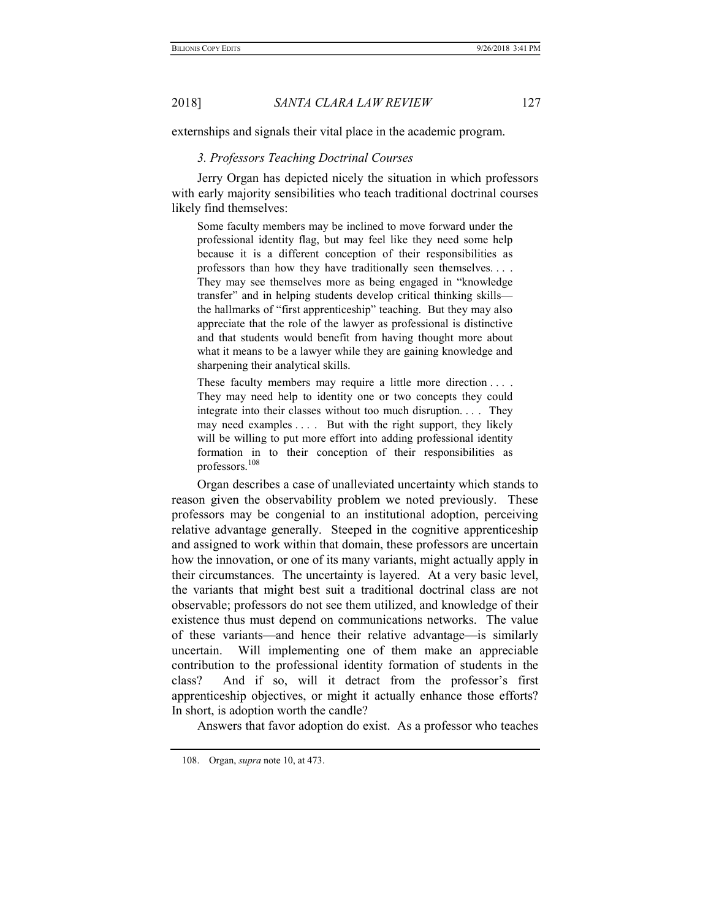externships and signals their vital place in the academic program.

### *3. Professors Teaching Doctrinal Courses*

Jerry Organ has depicted nicely the situation in which professors with early majority sensibilities who teach traditional doctrinal courses likely find themselves:

> Some faculty members may be inclined to move forward under the professional identity flag, but may feel like they need some help because it is a different conception of their responsibilities as professors than how they have traditionally seen themselves. . . . They may see themselves more as being engaged in "knowledge transfer" and in helping students develop critical thinking skills—the hallmarks of "first apprenticeship" teaching. But they may also appreciate that the role of the lawyer as professional is distinctive and that students would benefit from having thought more about what it means to be a lawyer while they are gaining knowledge and sharpening their analytical skills.
>
> These faculty members may require a little more direction . . . . They may need help to identity one or two concepts they could integrate into their classes without too much disruption. . . . They may need examples . . . . But with the right support, they likely will be willing to put more effort into adding professional identity formation in to their conception of their responsibilities as professors.[108]

Organ describes a case of unalleviated uncertainty which stands to reason given the observability problem we noted previously. These professors may be congenial to an institutional adoption, perceiving relative advantage generally. Steeped in the cognitive apprenticeship and assigned to work within that domain, these professors are uncertain how the innovation, or one of its many variants, might actually apply in their circumstances. The uncertainty is layered. At a very basic level, the variants that might best suit a traditional doctrinal class are not observable; professors do not see them utilized, and knowledge of their existence thus must depend on communications networks. The value of these variants—and hence their relative advantage—is similarly uncertain. Will implementing one of them make an appreciable contribution to the professional identity formation of students in the class? And if so, will it detract from the professor's first apprenticeship objectives, or might it actually enhance those efforts? In short, is adoption worth the candle?

Answers that favor adoption do exist. As a professor who teaches

108. Organ, *supra* note 10, at 473.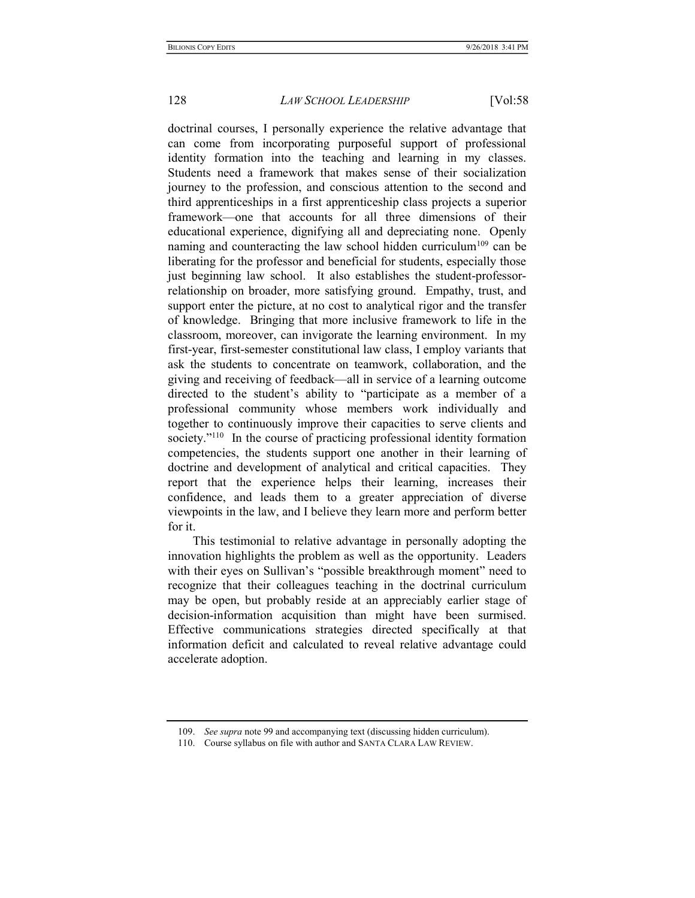doctrinal courses, I personally experience the relative advantage that can come from incorporating purposeful support of professional identity formation into the teaching and learning in my classes. Students need a framework that makes sense of their socialization journey to the profession, and conscious attention to the second and third apprenticeships in a first apprenticeship class projects a superior framework—one that accounts for all three dimensions of their educational experience, dignifying all and depreciating none. Openly naming and counteracting the law school hidden curriculum[109] can be liberating for the professor and beneficial for students, especially those just beginning law school. It also establishes the student-professor-relationship on broader, more satisfying ground. Empathy, trust, and support enter the picture, at no cost to analytical rigor and the transfer of knowledge. Bringing that more inclusive framework to life in the classroom, moreover, can invigorate the learning environment. In my first-year, first-semester constitutional law class, I employ variants that ask the students to concentrate on teamwork, collaboration, and the giving and receiving of feedback—all in service of a learning outcome directed to the student's ability to "participate as a member of a professional community whose members work individually and together to continuously improve their capacities to serve clients and society."[110] In the course of practicing professional identity formation competencies, the students support one another in their learning of doctrine and development of analytical and critical capacities. They report that the experience helps their learning, increases their confidence, and leads them to a greater appreciation of diverse viewpoints in the law, and I believe they learn more and perform better for it.

This testimonial to relative advantage in personally adopting the innovation highlights the problem as well as the opportunity. Leaders with their eyes on Sullivan's "possible breakthrough moment" need to recognize that their colleagues teaching in the doctrinal curriculum may be open, but probably reside at an appreciably earlier stage of decision-information acquisition than might have been surmised. Effective communications strategies directed specifically at that information deficit and calculated to reveal relative advantage could accelerate adoption.

---

109. *See supra* note 99 and accompanying text (discussing hidden curriculum).

110. Course syllabus on file with author and SANTA CLARA LAW REVIEW.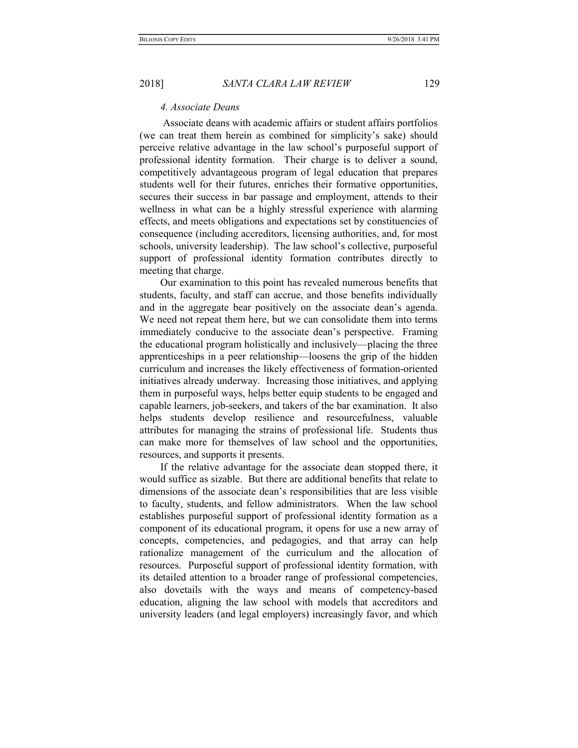#### *4. Associate Deans*

Associate deans with academic affairs or student affairs portfolios (we can treat them herein as combined for simplicity's sake) should perceive relative advantage in the law school's purposeful support of professional identity formation. Their charge is to deliver a sound, competitively advantageous program of legal education that prepares students well for their futures, enriches their formative opportunities, secures their success in bar passage and employment, attends to their wellness in what can be a highly stressful experience with alarming effects, and meets obligations and expectations set by constituencies of consequence (including accreditors, licensing authorities, and, for most schools, university leadership). The law school's collective, purposeful support of professional identity formation contributes directly to meeting that charge.

Our examination to this point has revealed numerous benefits that students, faculty, and staff can accrue, and those benefits individually and in the aggregate bear positively on the associate dean's agenda. We need not repeat them here, but we can consolidate them into terms immediately conducive to the associate dean's perspective. Framing the educational program holistically and inclusively—placing the three apprenticeships in a peer relationship—loosens the grip of the hidden curriculum and increases the likely effectiveness of formation-oriented initiatives already underway. Increasing those initiatives, and applying them in purposeful ways, helps better equip students to be engaged and capable learners, job-seekers, and takers of the bar examination. It also helps students develop resilience and resourcefulness, valuable attributes for managing the strains of professional life. Students thus can make more for themselves of law school and the opportunities, resources, and supports it presents.

If the relative advantage for the associate dean stopped there, it would suffice as sizable. But there are additional benefits that relate to dimensions of the associate dean's responsibilities that are less visible to faculty, students, and fellow administrators. When the law school establishes purposeful support of professional identity formation as a component of its educational program, it opens for use a new array of concepts, competencies, and pedagogies, and that array can help rationalize management of the curriculum and the allocation of resources. Purposeful support of professional identity formation, with its detailed attention to a broader range of professional competencies, also dovetails with the ways and means of competency-based education, aligning the law school with models that accreditors and university leaders (and legal employers) increasingly favor, and which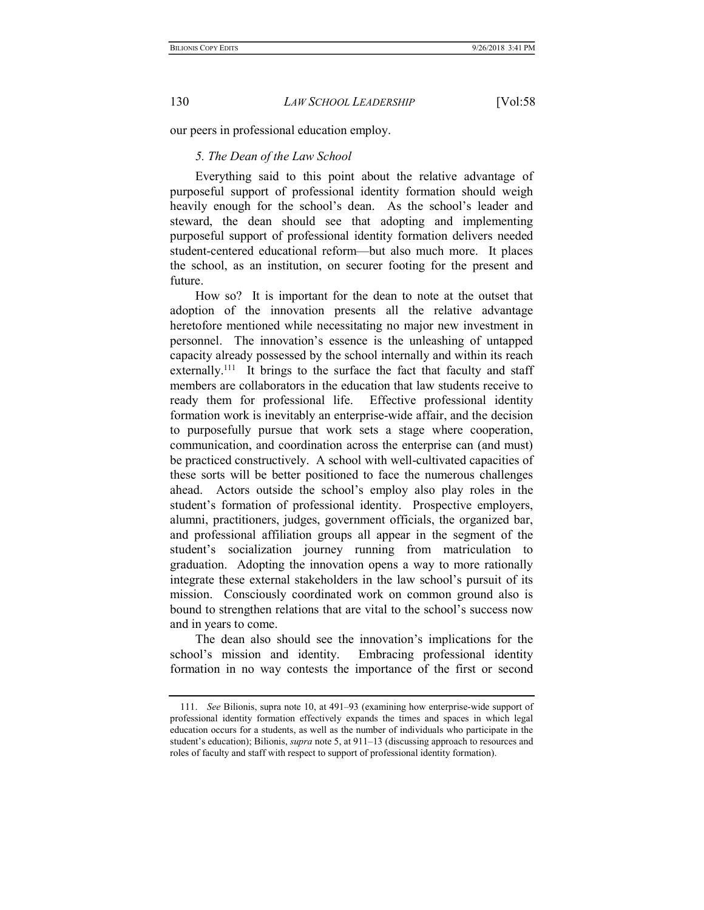our peers in professional education employ.

### *5. The Dean of the Law School*

Everything said to this point about the relative advantage of purposeful support of professional identity formation should weigh heavily enough for the school's dean. As the school's leader and steward, the dean should see that adopting and implementing purposeful support of professional identity formation delivers needed student-centered educational reform—but also much more. It places the school, as an institution, on securer footing for the present and future.

How so? It is important for the dean to note at the outset that adoption of the innovation presents all the relative advantage heretofore mentioned while necessitating no major new investment in personnel. The innovation's essence is the unleashing of untapped capacity already possessed by the school internally and within its reach externally.[111] It brings to the surface the fact that faculty and staff members are collaborators in the education that law students receive to ready them for professional life. Effective professional identity formation work is inevitably an enterprise-wide affair, and the decision to purposefully pursue that work sets a stage where cooperation, communication, and coordination across the enterprise can (and must) be practiced constructively. A school with well-cultivated capacities of these sorts will be better positioned to face the numerous challenges ahead. Actors outside the school's employ also play roles in the student's formation of professional identity. Prospective employers, alumni, practitioners, judges, government officials, the organized bar, and professional affiliation groups all appear in the segment of the student's socialization journey running from matriculation to graduation. Adopting the innovation opens a way to more rationally integrate these external stakeholders in the law school's pursuit of its mission. Consciously coordinated work on common ground also is bound to strengthen relations that are vital to the school's success now and in years to come.

The dean also should see the innovation's implications for the school's mission and identity. Embracing professional identity formation in no way contests the importance of the first or second

111. *See* Bilionis, supra note 10, at 491–93 (examining how enterprise-wide support of professional identity formation effectively expands the times and spaces in which legal education occurs for a students, as well as the number of individuals who participate in the student's education); Bilionis, *supra* note 5, at 911–13 (discussing approach to resources and roles of faculty and staff with respect to support of professional identity formation).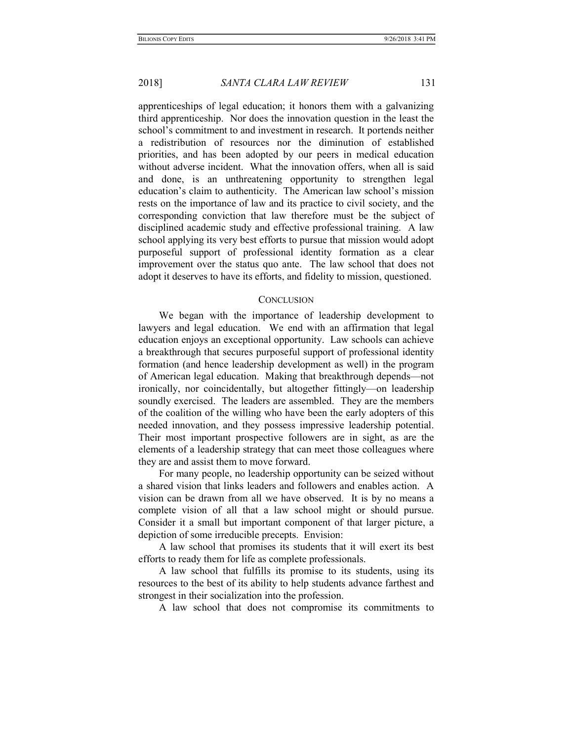apprenticeships of legal education; it honors them with a galvanizing third apprenticeship. Nor does the innovation question in the least the school's commitment to and investment in research. It portends neither a redistribution of resources nor the diminution of established priorities, and has been adopted by our peers in medical education without adverse incident. What the innovation offers, when all is said and done, is an unthreatening opportunity to strengthen legal education's claim to authenticity. The American law school's mission rests on the importance of law and its practice to civil society, and the corresponding conviction that law therefore must be the subject of disciplined academic study and effective professional training. A law school applying its very best efforts to pursue that mission would adopt purposeful support of professional identity formation as a clear improvement over the status quo ante. The law school that does not adopt it deserves to have its efforts, and fidelity to mission, questioned.

## CONCLUSION

We began with the importance of leadership development to lawyers and legal education. We end with an affirmation that legal education enjoys an exceptional opportunity. Law schools can achieve a breakthrough that secures purposeful support of professional identity formation (and hence leadership development as well) in the program of American legal education. Making that breakthrough depends—not ironically, nor coincidentally, but altogether fittingly—on leadership soundly exercised. The leaders are assembled. They are the members of the coalition of the willing who have been the early adopters of this needed innovation, and they possess impressive leadership potential. Their most important prospective followers are in sight, as are the elements of a leadership strategy that can meet those colleagues where they are and assist them to move forward.

For many people, no leadership opportunity can be seized without a shared vision that links leaders and followers and enables action. A vision can be drawn from all we have observed. It is by no means a complete vision of all that a law school might or should pursue. Consider it a small but important component of that larger picture, a depiction of some irreducible precepts. Envision:

A law school that promises its students that it will exert its best efforts to ready them for life as complete professionals.

A law school that fulfills its promise to its students, using its resources to the best of its ability to help students advance farthest and strongest in their socialization into the profession.

A law school that does not compromise its commitments to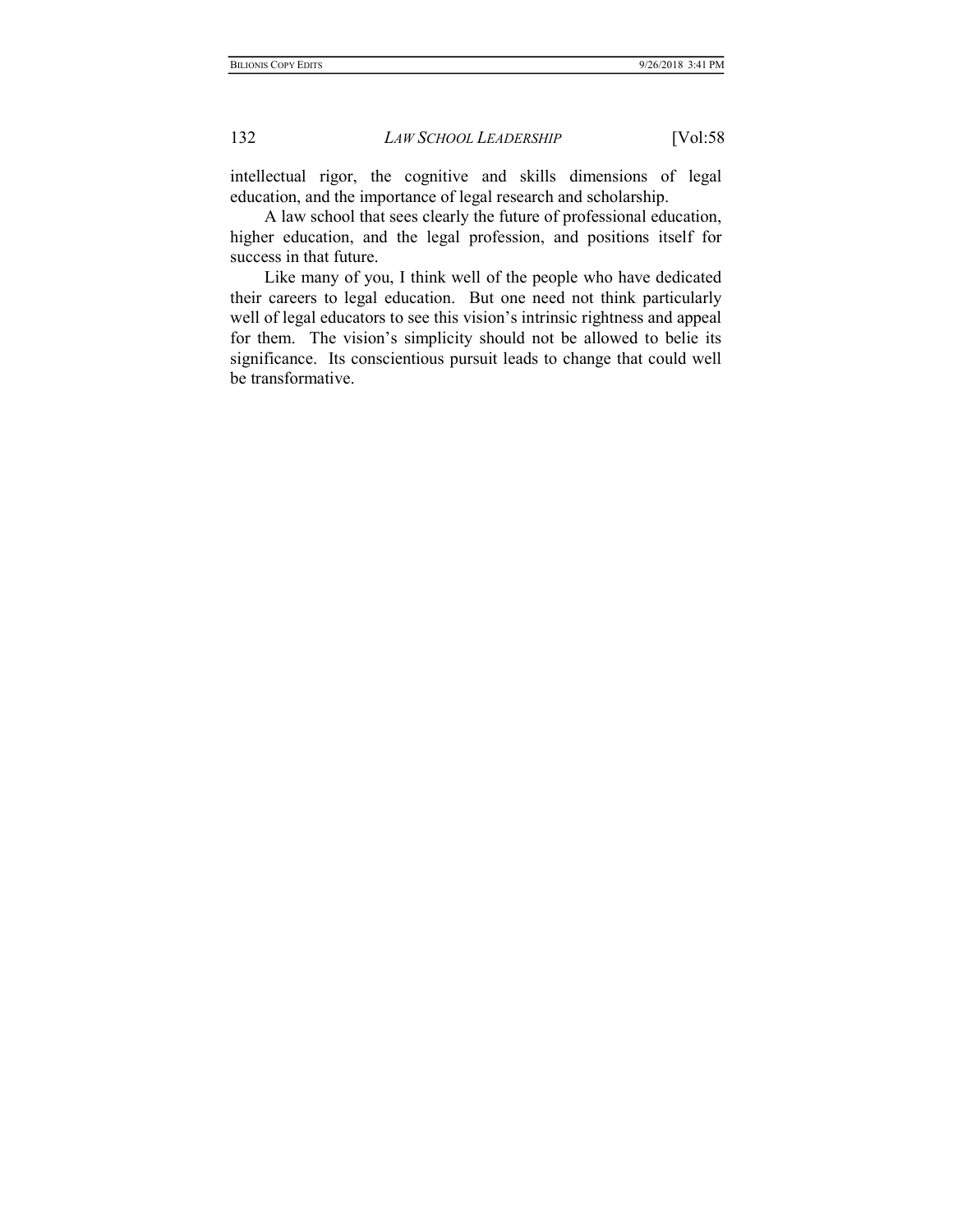intellectual rigor, the cognitive and skills dimensions of legal education, and the importance of legal research and scholarship.

A law school that sees clearly the future of professional education, higher education, and the legal profession, and positions itself for success in that future.

Like many of you, I think well of the people who have dedicated their careers to legal education. But one need not think particularly well of legal educators to see this vision's intrinsic rightness and appeal for them. The vision's simplicity should not be allowed to belie its significance. Its conscientious pursuit leads to change that could well be transformative.